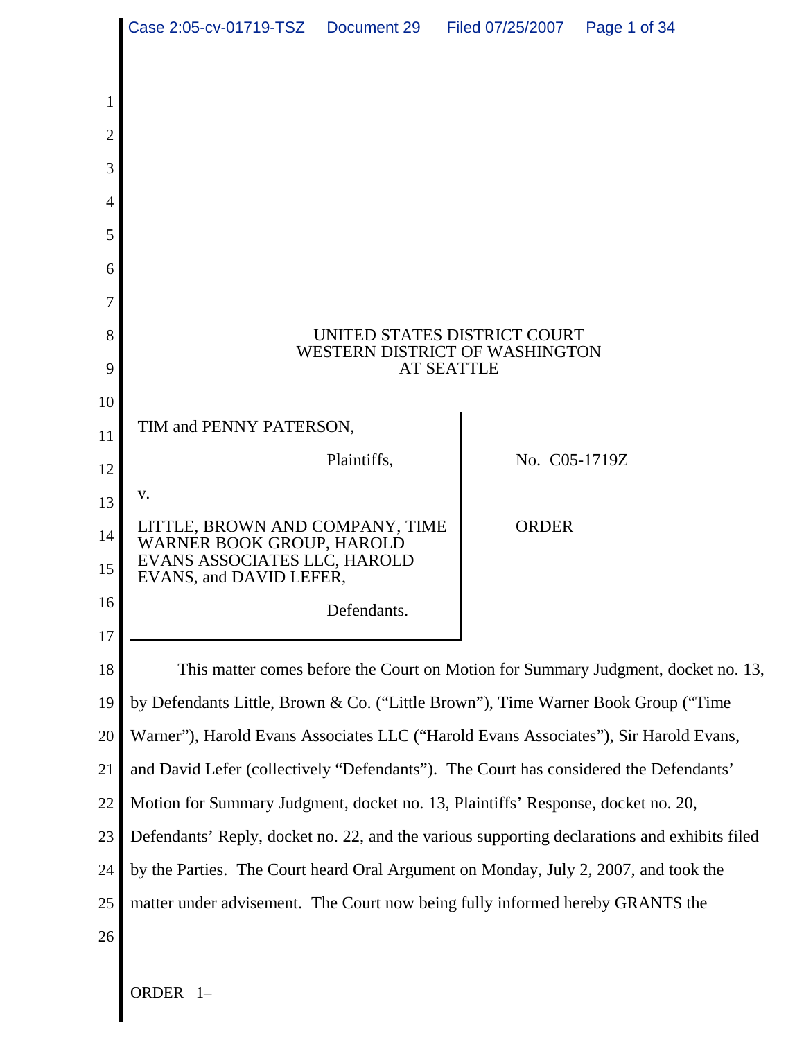UNITED STATES DISTRICT COURT
WESTERN DISTRICT OF WASHINGTON
AT SEATTLE

| | |
|---|---|
| TIM and PENNY PATERSON,<br><br>Plaintiffs,<br><br>v.<br><br>LITTLE, BROWN AND COMPANY, TIME WARNER BOOK GROUP, HAROLD EVANS ASSOCIATES LLC, HAROLD EVANS, and DAVID LEFER,<br><br>Defendants. | No. C05-1719Z<br><br>ORDER |

This matter comes before the Court on Motion for Summary Judgment, docket no. 13, by Defendants Little, Brown & Co. ("Little Brown"), Time Warner Book Group ("Time Warner"), Harold Evans Associates LLC ("Harold Evans Associates"), Sir Harold Evans, and David Lefer (collectively "Defendants"). The Court has considered the Defendants' Motion for Summary Judgment, docket no. 13, Plaintiffs' Response, docket no. 20, Defendants' Reply, docket no. 22, and the various supporting declarations and exhibits filed by the Parties. The Court heard Oral Argument on Monday, July 2, 2007, and took the matter under advisement. The Court now being fully informed hereby GRANTS the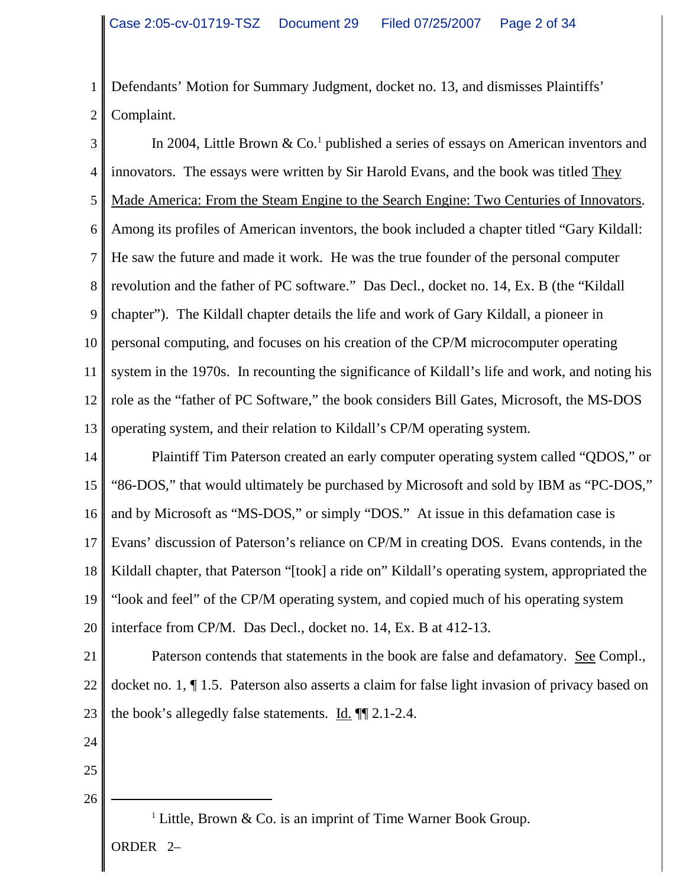Defendants' Motion for Summary Judgment, docket no. 13, and dismisses Plaintiffs' Complaint.

In 2004, Little Brown & Co.[1] published a series of essays on American inventors and innovators. The essays were written by Sir Harold Evans, and the book was titled They Made America: From the Steam Engine to the Search Engine: Two Centuries of Innovators. Among its profiles of American inventors, the book included a chapter titled "Gary Kildall: He saw the future and made it work. He was the true founder of the personal computer revolution and the father of PC software." Das Decl., docket no. 14, Ex. B (the "Kildall chapter"). The Kildall chapter details the life and work of Gary Kildall, a pioneer in personal computing, and focuses on his creation of the CP/M microcomputer operating system in the 1970s. In recounting the significance of Kildall's life and work, and noting his role as the "father of PC Software," the book considers Bill Gates, Microsoft, the MS-DOS operating system, and their relation to Kildall's CP/M operating system.

Plaintiff Tim Paterson created an early computer operating system called "QDOS," or "86-DOS," that would ultimately be purchased by Microsoft and sold by IBM as "PC-DOS," and by Microsoft as "MS-DOS," or simply "DOS." At issue in this defamation case is Evans' discussion of Paterson's reliance on CP/M in creating DOS. Evans contends, in the Kildall chapter, that Paterson "[took] a ride on" Kildall's operating system, appropriated the "look and feel" of the CP/M operating system, and copied much of his operating system interface from CP/M. Das Decl., docket no. 14, Ex. B at 412-13.

Paterson contends that statements in the book are false and defamatory. See Compl., docket no. 1, ¶ 1.5. Paterson also asserts a claim for false light invasion of privacy based on the book's allegedly false statements. Id. ¶¶ 2.1-2.4.

[1] Little, Brown & Co. is an imprint of Time Warner Book Group.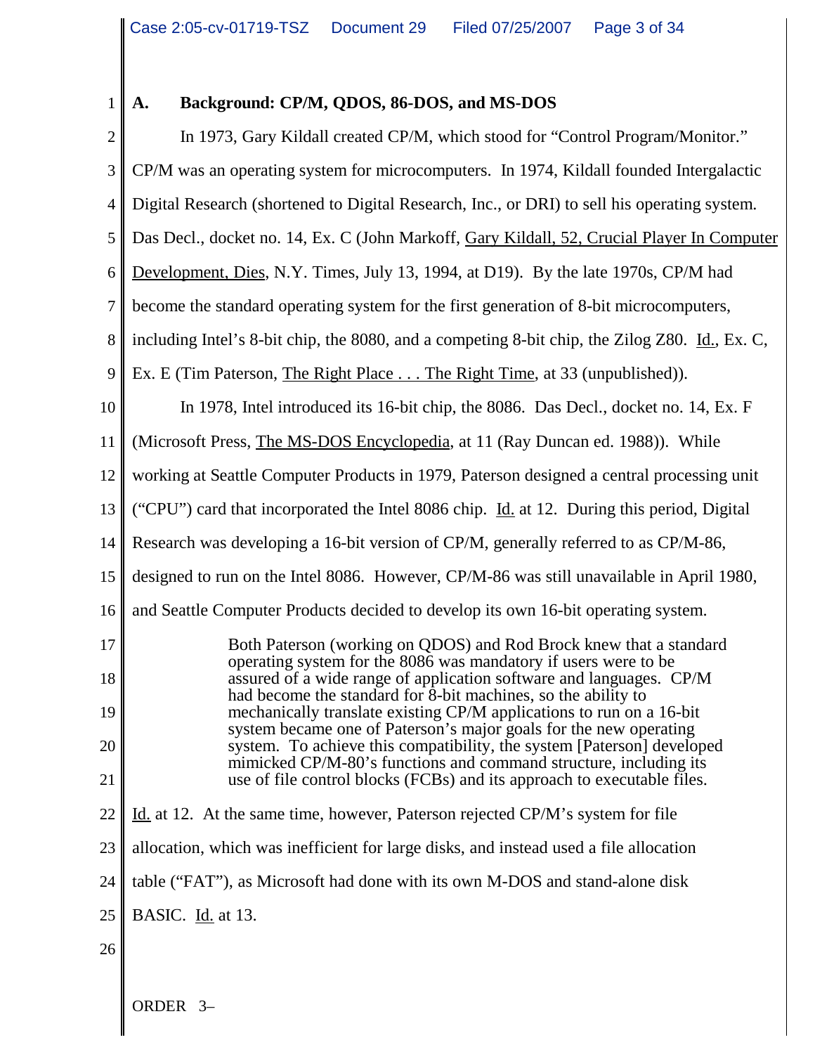### A. Background: CP/M, QDOS, 86-DOS, and MS-DOS

In 1973, Gary Kildall created CP/M, which stood for "Control Program/Monitor." CP/M was an operating system for microcomputers. In 1974, Kildall founded Intergalactic Digital Research (shortened to Digital Research, Inc., or DRI) to sell his operating system. Das Decl., docket no. 14, Ex. C (John Markoff, Gary Kildall, 52, Crucial Player In Computer Development, Dies, N.Y. Times, July 13, 1994, at D19). By the late 1970s, CP/M had become the standard operating system for the first generation of 8-bit microcomputers, including Intel's 8-bit chip, the 8080, and a competing 8-bit chip, the Zilog Z80. Id., Ex. C, Ex. E (Tim Paterson, The Right Place . . . The Right Time, at 33 (unpublished)).

In 1978, Intel introduced its 16-bit chip, the 8086. Das Decl., docket no. 14, Ex. F (Microsoft Press, The MS-DOS Encyclopedia, at 11 (Ray Duncan ed. 1988)). While working at Seattle Computer Products in 1979, Paterson designed a central processing unit ("CPU") card that incorporated the Intel 8086 chip. Id. at 12. During this period, Digital Research was developing a 16-bit version of CP/M, generally referred to as CP/M-86, designed to run on the Intel 8086. However, CP/M-86 was still unavailable in April 1980, and Seattle Computer Products decided to develop its own 16-bit operating system.

> Both Paterson (working on QDOS) and Rod Brock knew that a standard operating system for the 8086 was mandatory if users were to be assured of a wide range of application software and languages. CP/M had become the standard for 8-bit machines, so the ability to mechanically translate existing CP/M applications to run on a 16-bit system became one of Paterson's major goals for the new operating system. To achieve this compatibility, the system [Paterson] developed mimicked CP/M-80's functions and command structure, including its use of file control blocks (FCBs) and its approach to executable files.

Id. at 12. At the same time, however, Paterson rejected CP/M's system for file allocation, which was inefficient for large disks, and instead used a file allocation table ("FAT"), as Microsoft had done with its own M-DOS and stand-alone disk BASIC. Id. at 13.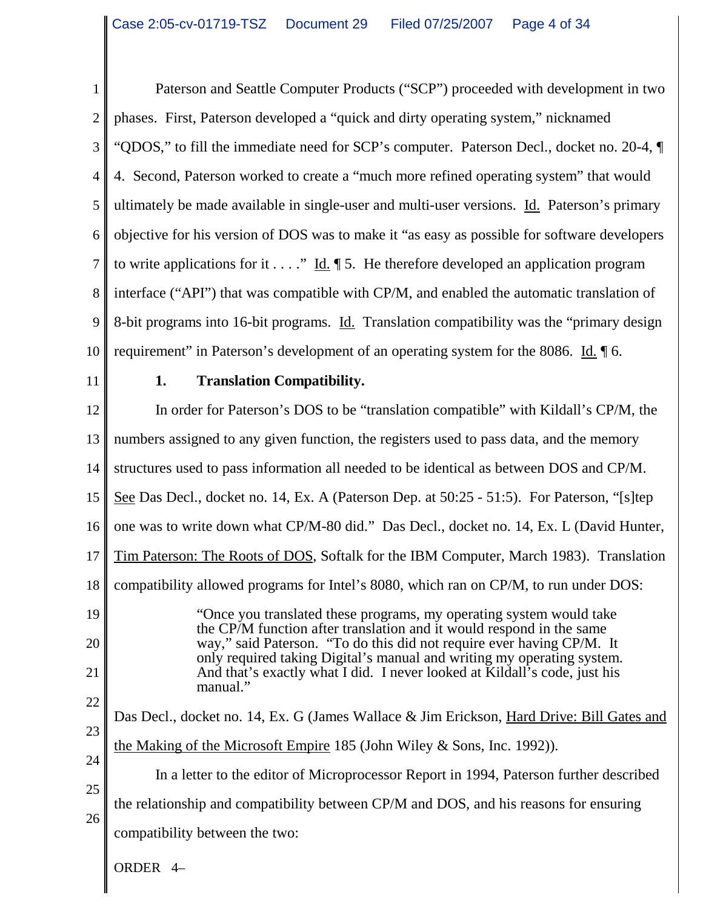Paterson and Seattle Computer Products ("SCP") proceeded with development in two phases. First, Paterson developed a "quick and dirty operating system," nicknamed "QDOS," to fill the immediate need for SCP's computer. Paterson Decl., docket no. 20-4, ¶ 4. Second, Paterson worked to create a "much more refined operating system" that would ultimately be made available in single-user and multi-user versions. Id. Paterson's primary objective for his version of DOS was to make it "as easy as possible for software developers to write applications for it . . . ." Id. ¶ 5. He therefore developed an application program interface ("API") that was compatible with CP/M, and enabled the automatic translation of 8-bit programs into 16-bit programs. Id. Translation compatibility was the "primary design requirement" in Paterson's development of an operating system for the 8086. Id. ¶ 6.

**1. Translation Compatibility.**

In order for Paterson's DOS to be "translation compatible" with Kildall's CP/M, the numbers assigned to any given function, the registers used to pass data, and the memory structures used to pass information all needed to be identical as between DOS and CP/M. See Das Decl., docket no. 14, Ex. A (Paterson Dep. at 50:25 - 51:5). For Paterson, "[s]tep one was to write down what CP/M-80 did." Das Decl., docket no. 14, Ex. L (David Hunter, Tim Paterson: The Roots of DOS, Softalk for the IBM Computer, March 1983). Translation compatibility allowed programs for Intel's 8080, which ran on CP/M, to run under DOS:

> "Once you translated these programs, my operating system would take the CP/M function after translation and it would respond in the same way," said Paterson. "To do this did not require ever having CP/M. It only required taking Digital's manual and writing my operating system. And that's exactly what I did. I never looked at Kildall's code, just his manual."

Das Decl., docket no. 14, Ex. G (James Wallace & Jim Erickson, Hard Drive: Bill Gates and the Making of the Microsoft Empire 185 (John Wiley & Sons, Inc. 1992)).

In a letter to the editor of Microprocessor Report in 1994, Paterson further described the relationship and compatibility between CP/M and DOS, and his reasons for ensuring compatibility between the two: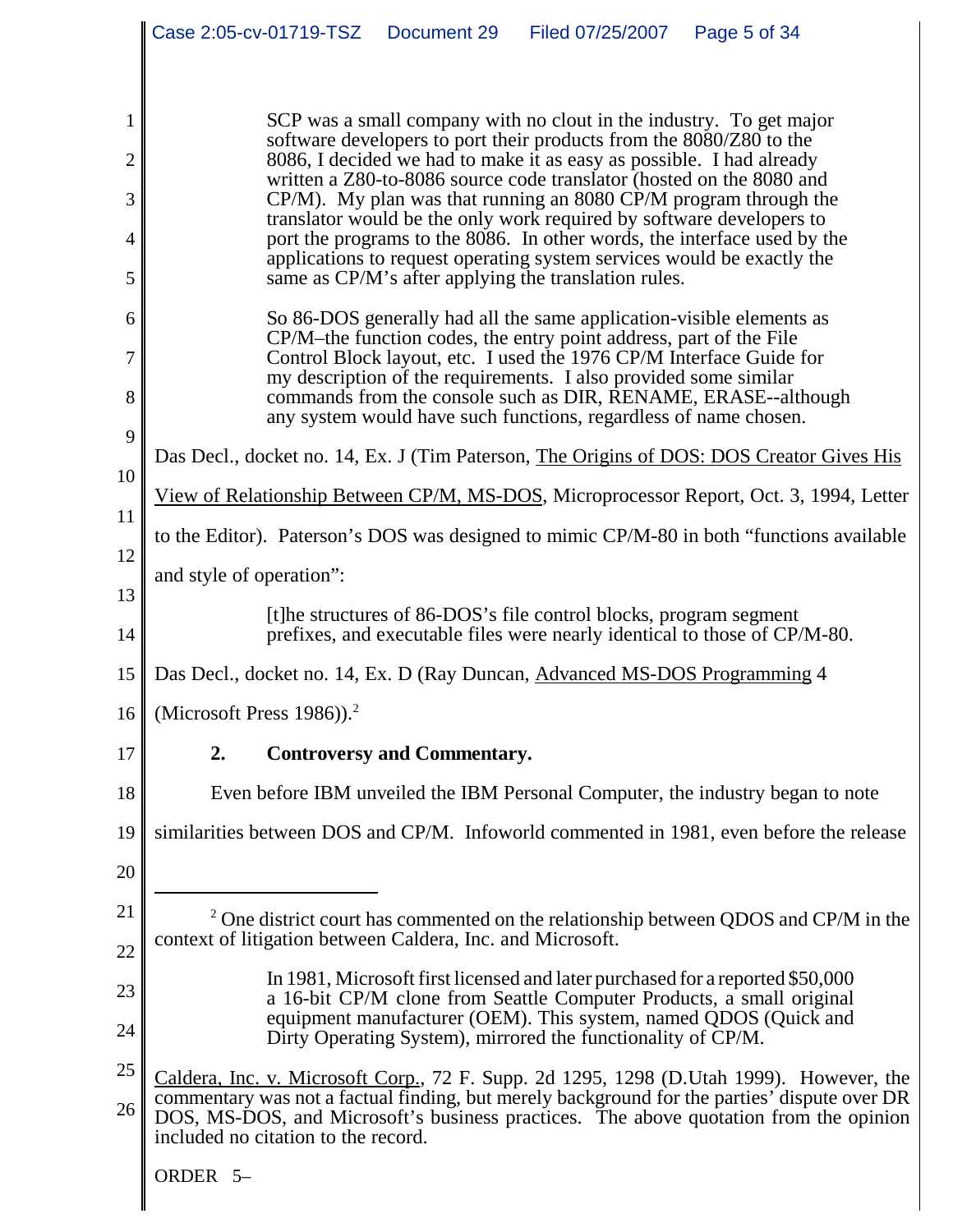> SCP was a small company with no clout in the industry. To get major software developers to port their products from the 8080/Z80 to the 8086, I decided we had to make it as easy as possible. I had already written a Z80-to-8086 source code translator (hosted on the 8080 and CP/M). My plan was that running an 8080 CP/M program through the translator would be the only work required by software developers to port the programs to the 8086. In other words, the interface used by the applications to request operating system services would be exactly the same as CP/M's after applying the translation rules.
>
> So 86-DOS generally had all the same application-visible elements as CP/M–the function codes, the entry point address, part of the File Control Block layout, etc. I used the 1976 CP/M Interface Guide for my description of the requirements. I also provided some similar commands from the console such as DIR, RENAME, ERASE--although any system would have such functions, regardless of name chosen.

Das Decl., docket no. 14, Ex. J (Tim Paterson, The Origins of DOS: DOS Creator Gives His View of Relationship Between CP/M, MS-DOS, Microprocessor Report, Oct. 3, 1994, Letter to the Editor). Paterson's DOS was designed to mimic CP/M-80 in both "functions available and style of operation":

> [t]he structures of 86-DOS's file control blocks, program segment prefixes, and executable files were nearly identical to those of CP/M-80.

Das Decl., docket no. 14, Ex. D (Ray Duncan, Advanced MS-DOS Programming 4 (Microsoft Press 1986)).[2]

### 2. Controversy and Commentary.

Even before IBM unveiled the IBM Personal Computer, the industry began to note similarities between DOS and CP/M. Infoworld commented in 1981, even before the release

---

[2] One district court has commented on the relationship between QDOS and CP/M in the context of litigation between Caldera, Inc. and Microsoft.

> In 1981, Microsoft first licensed and later purchased for a reported $50,000 a 16-bit CP/M clone from Seattle Computer Products, a small original equipment manufacturer (OEM). This system, named QDOS (Quick and Dirty Operating System), mirrored the functionality of CP/M.

Caldera, Inc. v. Microsoft Corp., 72 F. Supp. 2d 1295, 1298 (D.Utah 1999). However, the commentary was not a factual finding, but merely background for the parties' dispute over DR DOS, MS-DOS, and Microsoft's business practices. The above quotation from the opinion included no citation to the record.

ORDER 5–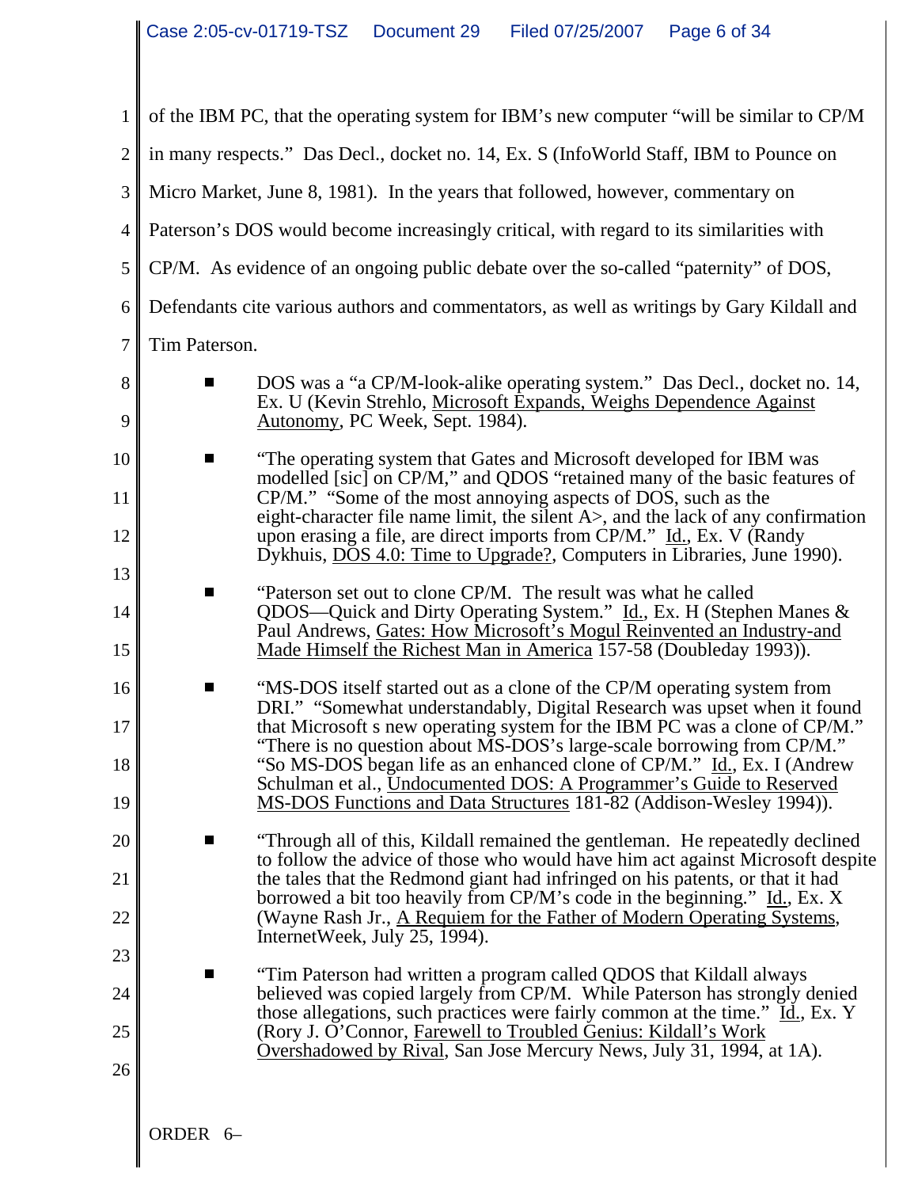of the IBM PC, that the operating system for IBM's new computer "will be similar to CP/M in many respects." Das Decl., docket no. 14, Ex. S (InfoWorld Staff, IBM to Pounce on Micro Market, June 8, 1981). In the years that followed, however, commentary on Paterson's DOS would become increasingly critical, with regard to its similarities with CP/M. As evidence of an ongoing public debate over the so-called "paternity" of DOS, Defendants cite various authors and commentators, as well as writings by Gary Kildall and Tim Paterson.

- DOS was a "a CP/M-look-alike operating system." Das Decl., docket no. 14, Ex. U (Kevin Strehlo, Microsoft Expands, Weighs Dependence Against Autonomy, PC Week, Sept. 1984).

- "The operating system that Gates and Microsoft developed for IBM was modelled [sic] on CP/M," and QDOS "retained many of the basic features of CP/M." "Some of the most annoying aspects of DOS, such as the eight-character file name limit, the silent A>, and the lack of any confirmation upon erasing a file, are direct imports from CP/M." Id., Ex. V (Randy Dykhuis, DOS 4.0: Time to Upgrade?, Computers in Libraries, June 1990).

- "Paterson set out to clone CP/M. The result was what he called QDOS—Quick and Dirty Operating System." Id., Ex. H (Stephen Manes & Paul Andrews, Gates: How Microsoft's Mogul Reinvented an Industry-and Made Himself the Richest Man in America 157-58 (Doubleday 1993)).

- "MS-DOS itself started out as a clone of the CP/M operating system from DRI." "Somewhat understandably, Digital Research was upset when it found that Microsoft s new operating system for the IBM PC was a clone of CP/M." "There is no question about MS-DOS's large-scale borrowing from CP/M." "So MS-DOS began life as an enhanced clone of CP/M." Id., Ex. I (Andrew Schulman et al., Undocumented DOS: A Programmer's Guide to Reserved MS-DOS Functions and Data Structures 181-82 (Addison-Wesley 1994)).

- "Through all of this, Kildall remained the gentleman. He repeatedly declined to follow the advice of those who would have him act against Microsoft despite the tales that the Redmond giant had infringed on his patents, or that it had borrowed a bit too heavily from CP/M's code in the beginning." Id., Ex. X (Wayne Rash Jr., A Requiem for the Father of Modern Operating Systems, InternetWeek, July 25, 1994).

- "Tim Paterson had written a program called QDOS that Kildall always believed was copied largely from CP/M. While Paterson has strongly denied those allegations, such practices were fairly common at the time." Id., Ex. Y (Rory J. O'Connor, Farewell to Troubled Genius: Kildall's Work Overshadowed by Rival, San Jose Mercury News, July 31, 1994, at 1A).

ORDER 6–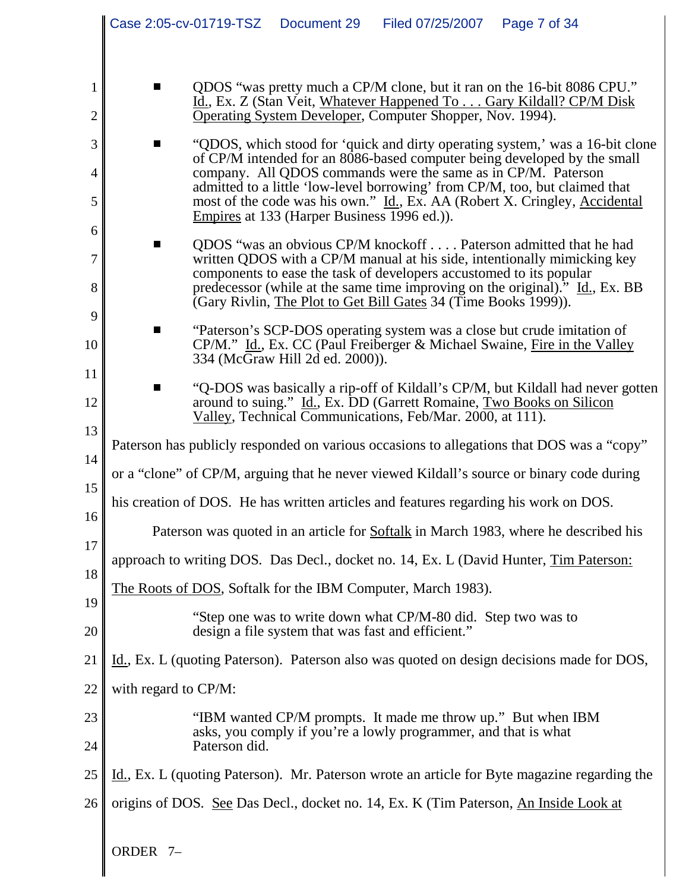- QDOS "was pretty much a CP/M clone, but it ran on the 16-bit 8086 CPU." Id., Ex. Z (Stan Veit, Whatever Happened To . . . Gary Kildall? CP/M Disk Operating System Developer, Computer Shopper, Nov. 1994).

- "QDOS, which stood for 'quick and dirty operating system,' was a 16-bit clone of CP/M intended for an 8086-based computer being developed by the small company. All QDOS commands were the same as in CP/M. Paterson admitted to a little 'low-level borrowing' from CP/M, too, but claimed that most of the code was his own." Id., Ex. AA (Robert X. Cringley, Accidental Empires at 133 (Harper Business 1996 ed.)).

- QDOS "was an obvious CP/M knockoff . . . . Paterson admitted that he had written QDOS with a CP/M manual at his side, intentionally mimicking key components to ease the task of developers accustomed to its popular predecessor (while at the same time improving on the original)." Id., Ex. BB (Gary Rivlin, The Plot to Get Bill Gates 34 (Time Books 1999)).

- "Paterson's SCP-DOS operating system was a close but crude imitation of CP/M." Id., Ex. CC (Paul Freiberger & Michael Swaine, Fire in the Valley 334 (McGraw Hill 2d ed. 2000)).

- "Q-DOS was basically a rip-off of Kildall's CP/M, but Kildall had never gotten around to suing." Id., Ex. DD (Garrett Romaine, Two Books on Silicon Valley, Technical Communications, Feb/Mar. 2000, at 111).

Paterson has publicly responded on various occasions to allegations that DOS was a "copy" or a "clone" of CP/M, arguing that he never viewed Kildall's source or binary code during his creation of DOS. He has written articles and features regarding his work on DOS.

Paterson was quoted in an article for Softalk in March 1983, where he described his approach to writing DOS. Das Decl., docket no. 14, Ex. L (David Hunter, Tim Paterson: The Roots of DOS, Softalk for the IBM Computer, March 1983).

> "Step one was to write down what CP/M-80 did. Step two was to design a file system that was fast and efficient."

Id., Ex. L (quoting Paterson). Paterson also was quoted on design decisions made for DOS, with regard to CP/M:

> "IBM wanted CP/M prompts. It made me throw up." But when IBM asks, you comply if you're a lowly programmer, and that is what Paterson did.

Id., Ex. L (quoting Paterson). Mr. Paterson wrote an article for Byte magazine regarding the origins of DOS. See Das Decl., docket no. 14, Ex. K (Tim Paterson, An Inside Look at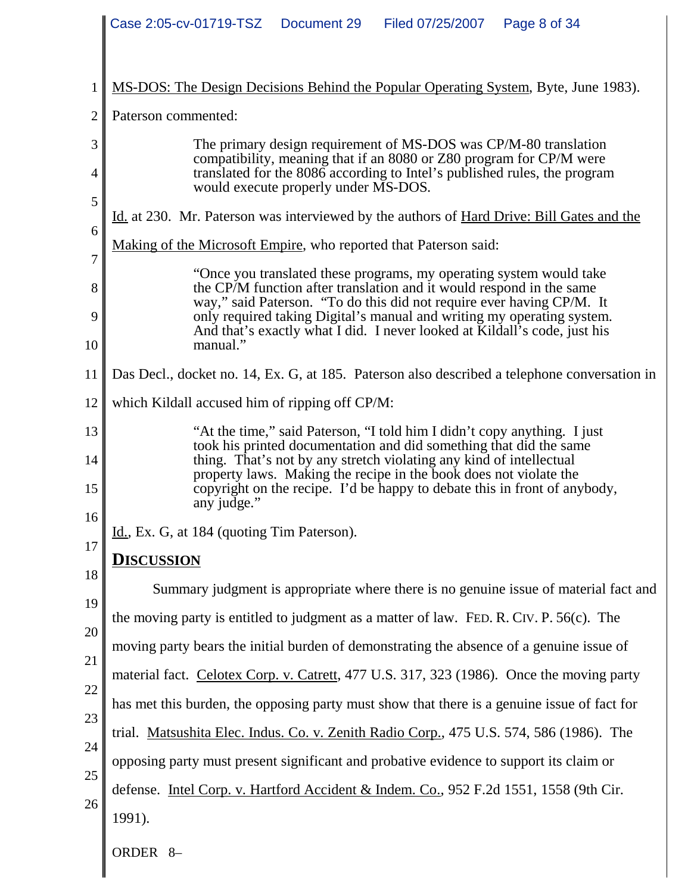MS-DOS: The Design Decisions Behind the Popular Operating System, Byte, June 1983). Paterson commented:

> The primary design requirement of MS-DOS was CP/M-80 translation compatibility, meaning that if an 8080 or Z80 program for CP/M were translated for the 8086 according to Intel's published rules, the program would execute properly under MS-DOS.

Id. at 230. Mr. Paterson was interviewed by the authors of Hard Drive: Bill Gates and the Making of the Microsoft Empire, who reported that Paterson said:

> "Once you translated these programs, my operating system would take the CP/M function after translation and it would respond in the same way," said Paterson. "To do this did not require ever having CP/M. It only required taking Digital's manual and writing my operating system. And that's exactly what I did. I never looked at Kildall's code, just his manual."

Das Decl., docket no. 14, Ex. G, at 185. Paterson also described a telephone conversation in which Kildall accused him of ripping off CP/M:

> "At the time," said Paterson, "I told him I didn't copy anything. I just took his printed documentation and did something that did the same thing. That's not by any stretch violating any kind of intellectual property laws. Making the recipe in the book does not violate the copyright on the recipe. I'd be happy to debate this in front of anybody, any judge."

Id., Ex. G, at 184 (quoting Tim Paterson).

## DISCUSSION

Summary judgment is appropriate where there is no genuine issue of material fact and the moving party is entitled to judgment as a matter of law. FED. R. CIV. P. 56(c). The moving party bears the initial burden of demonstrating the absence of a genuine issue of material fact. Celotex Corp. v. Catrett, 477 U.S. 317, 323 (1986). Once the moving party has met this burden, the opposing party must show that there is a genuine issue of fact for trial. Matsushita Elec. Indus. Co. v. Zenith Radio Corp., 475 U.S. 574, 586 (1986). The opposing party must present significant and probative evidence to support its claim or defense. Intel Corp. v. Hartford Accident & Indem. Co., 952 F.2d 1551, 1558 (9th Cir. 1991).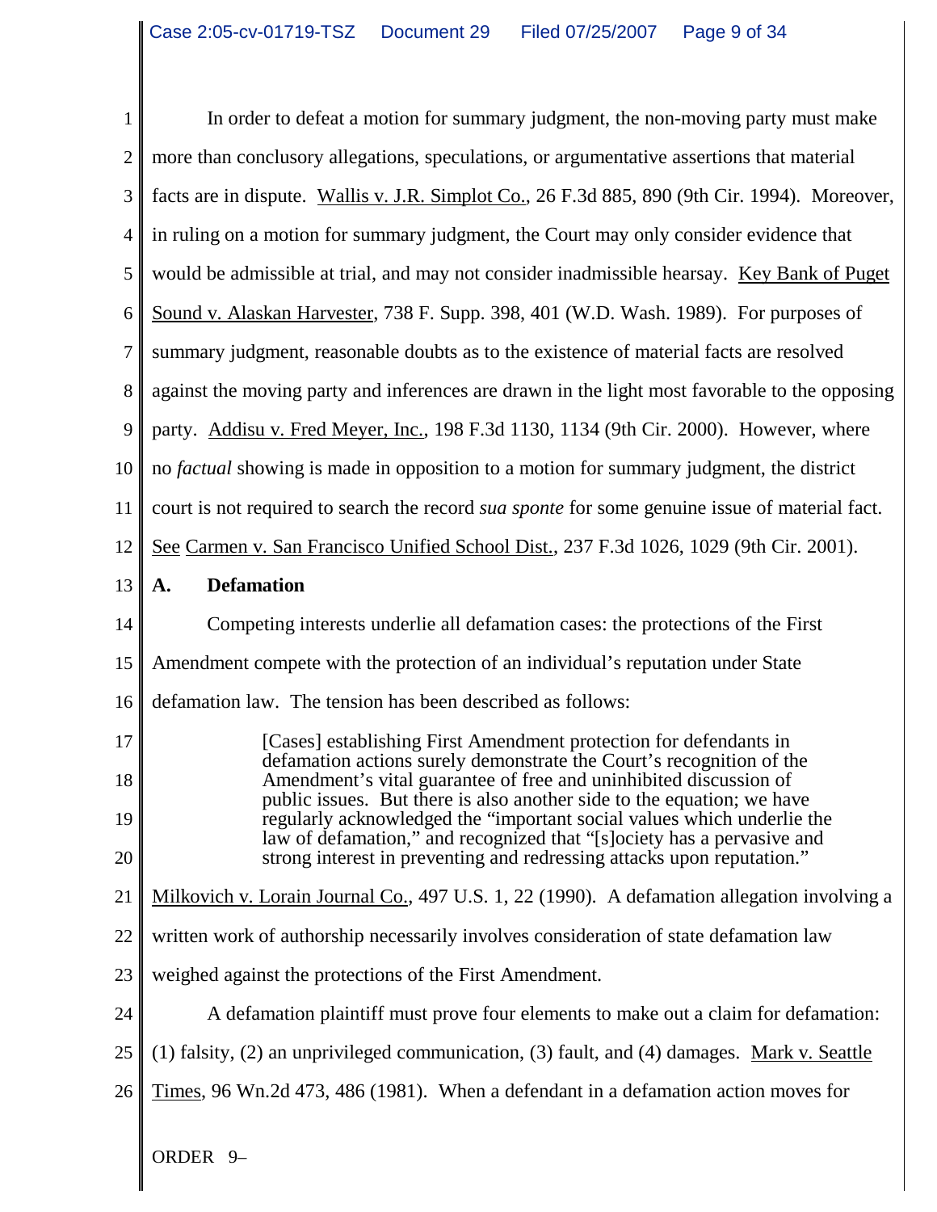In order to defeat a motion for summary judgment, the non-moving party must make more than conclusory allegations, speculations, or argumentative assertions that material facts are in dispute. Wallis v. J.R. Simplot Co., 26 F.3d 885, 890 (9th Cir. 1994). Moreover, in ruling on a motion for summary judgment, the Court may only consider evidence that would be admissible at trial, and may not consider inadmissible hearsay. Key Bank of Puget Sound v. Alaskan Harvester, 738 F. Supp. 398, 401 (W.D. Wash. 1989). For purposes of summary judgment, reasonable doubts as to the existence of material facts are resolved against the moving party and inferences are drawn in the light most favorable to the opposing party. Addisu v. Fred Meyer, Inc., 198 F.3d 1130, 1134 (9th Cir. 2000). However, where no *factual* showing is made in opposition to a motion for summary judgment, the district court is not required to search the record *sua sponte* for some genuine issue of material fact. See Carmen v. San Francisco Unified School Dist., 237 F.3d 1026, 1029 (9th Cir. 2001).

**A. Defamation**

Competing interests underlie all defamation cases: the protections of the First Amendment compete with the protection of an individual's reputation under State defamation law. The tension has been described as follows:

> [Cases] establishing First Amendment protection for defendants in defamation actions surely demonstrate the Court's recognition of the Amendment's vital guarantee of free and uninhibited discussion of public issues. But there is also another side to the equation; we have regularly acknowledged the "important social values which underlie the law of defamation," and recognized that "[s]ociety has a pervasive and strong interest in preventing and redressing attacks upon reputation."

Milkovich v. Lorain Journal Co., 497 U.S. 1, 22 (1990). A defamation allegation involving a written work of authorship necessarily involves consideration of state defamation law weighed against the protections of the First Amendment.

A defamation plaintiff must prove four elements to make out a claim for defamation: (1) falsity, (2) an unprivileged communication, (3) fault, and (4) damages. Mark v. Seattle Times, 96 Wn.2d 473, 486 (1981). When a defendant in a defamation action moves for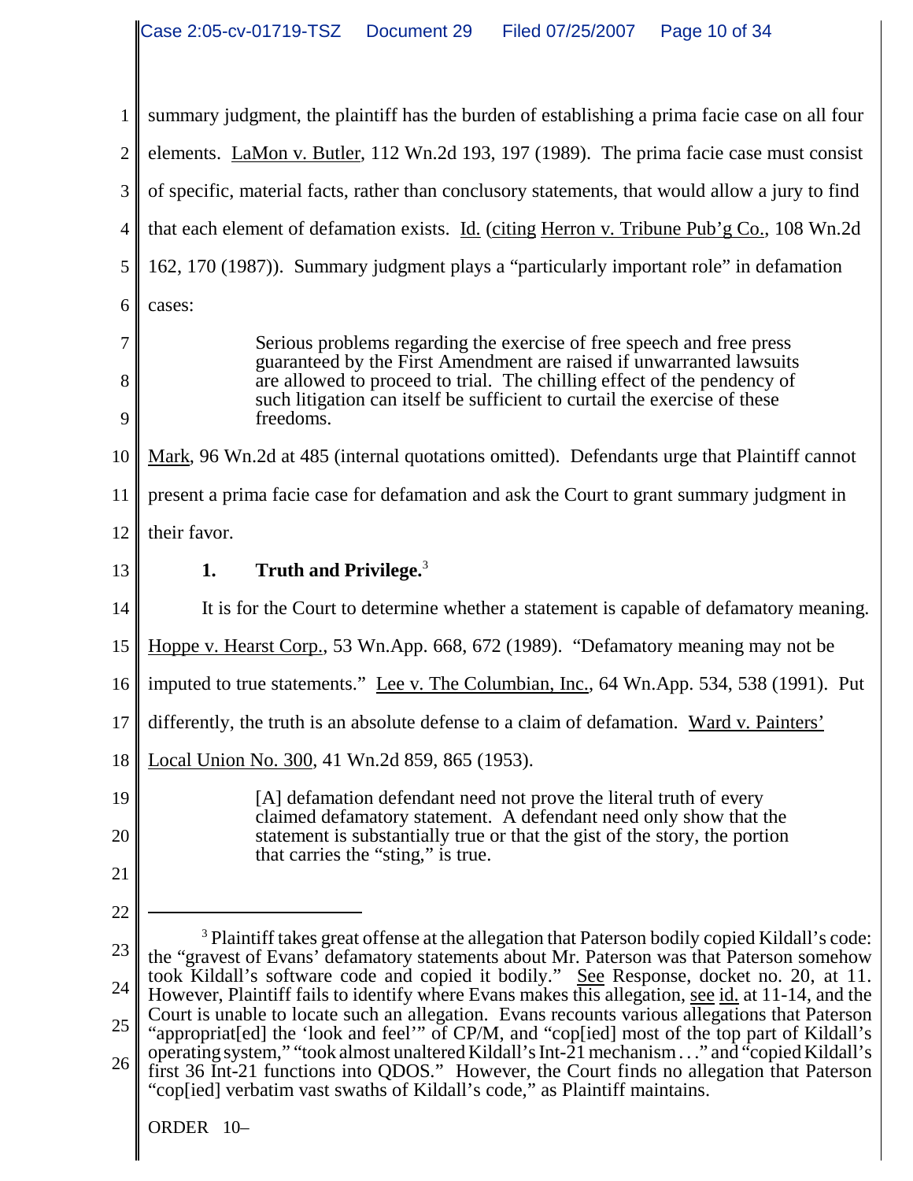summary judgment, the plaintiff has the burden of establishing a prima facie case on all four elements. LaMon v. Butler, 112 Wn.2d 193, 197 (1989). The prima facie case must consist of specific, material facts, rather than conclusory statements, that would allow a jury to find that each element of defamation exists. Id. (citing Herron v. Tribune Pub'g Co., 108 Wn.2d 162, 170 (1987)). Summary judgment plays a "particularly important role" in defamation cases:

> Serious problems regarding the exercise of free speech and free press guaranteed by the First Amendment are raised if unwarranted lawsuits are allowed to proceed to trial. The chilling effect of the pendency of such litigation can itself be sufficient to curtail the exercise of these freedoms.

Mark, 96 Wn.2d at 485 (internal quotations omitted). Defendants urge that Plaintiff cannot present a prima facie case for defamation and ask the Court to grant summary judgment in their favor.

### 1. Truth and Privilege.[3]

It is for the Court to determine whether a statement is capable of defamatory meaning. Hoppe v. Hearst Corp., 53 Wn.App. 668, 672 (1989). "Defamatory meaning may not be imputed to true statements." Lee v. The Columbian, Inc., 64 Wn.App. 534, 538 (1991). Put differently, the truth is an absolute defense to a claim of defamation. Ward v. Painters' Local Union No. 300, 41 Wn.2d 859, 865 (1953).

> [A] defamation defendant need not prove the literal truth of every claimed defamatory statement. A defendant need only show that the statement is substantially true or that the gist of the story, the portion that carries the "sting," is true.

---

[3] Plaintiff takes great offense at the allegation that Paterson bodily copied Kildall's code: the "gravest of Evans' defamatory statements about Mr. Paterson was that Paterson somehow took Kildall's software code and copied it bodily." See Response, docket no. 20, at 11. However, Plaintiff fails to identify where Evans makes this allegation, see id. at 11-14, and the Court is unable to locate such an allegation. Evans recounts various allegations that Paterson "appropriat[ed] the 'look and feel'" of CP/M, and "cop[ied] most of the top part of Kildall's operating system," "took almost unaltered Kildall's Int-21 mechanism . . ." and "copied Kildall's first 36 Int-21 functions into QDOS." However, the Court finds no allegation that Paterson "cop[ied] verbatim vast swaths of Kildall's code," as Plaintiff maintains.

ORDER 10–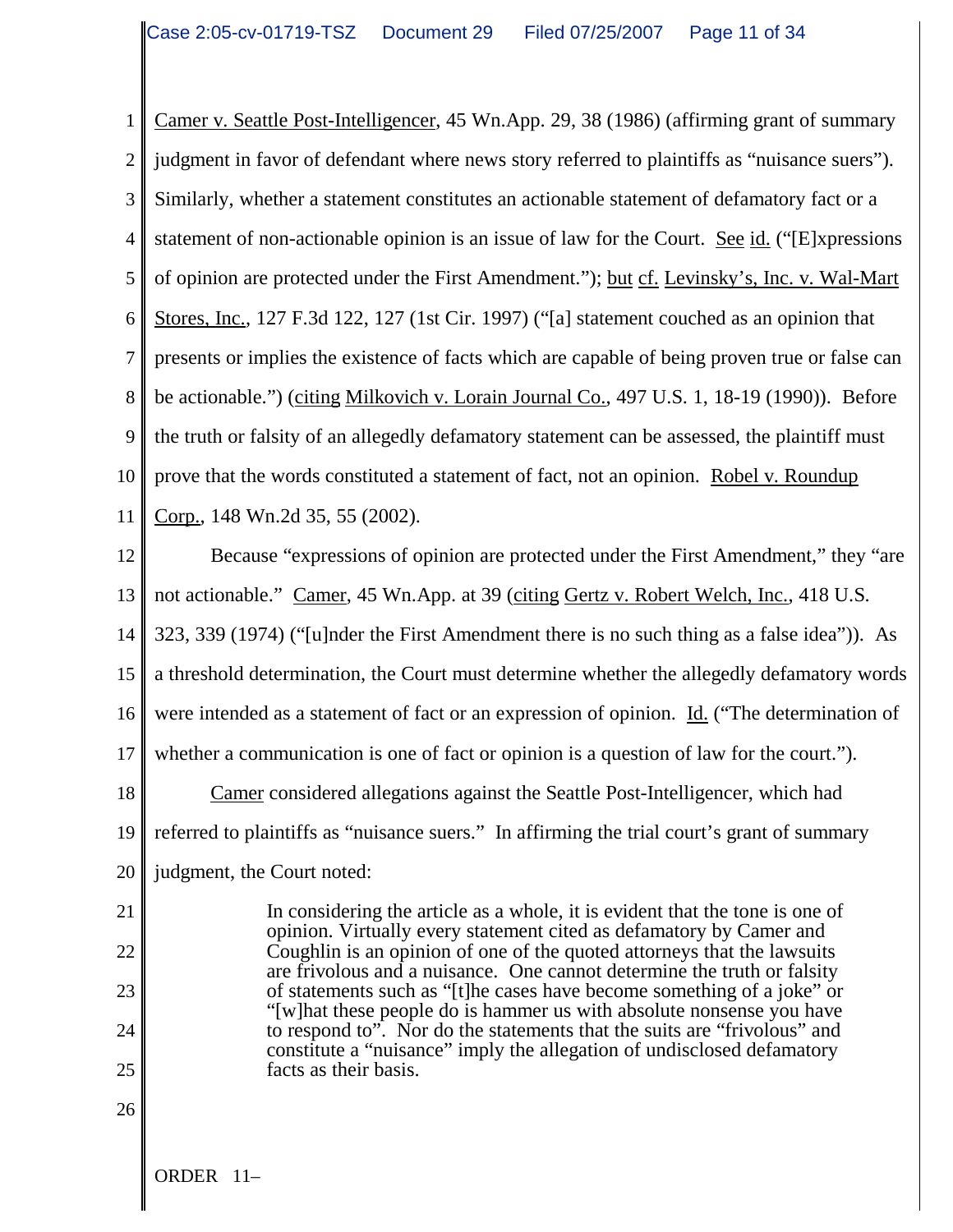Camer v. Seattle Post-Intelligencer, 45 Wn.App. 29, 38 (1986) (affirming grant of summary judgment in favor of defendant where news story referred to plaintiffs as "nuisance suers"). Similarly, whether a statement constitutes an actionable statement of defamatory fact or a statement of non-actionable opinion is an issue of law for the Court. See id. ("[E]xpressions of opinion are protected under the First Amendment."); but cf. Levinsky's, Inc. v. Wal-Mart Stores, Inc., 127 F.3d 122, 127 (1st Cir. 1997) ("[a] statement couched as an opinion that presents or implies the existence of facts which are capable of being proven true or false can be actionable.") (citing Milkovich v. Lorain Journal Co., 497 U.S. 1, 18-19 (1990)). Before the truth or falsity of an allegedly defamatory statement can be assessed, the plaintiff must prove that the words constituted a statement of fact, not an opinion. Robel v. Roundup Corp., 148 Wn.2d 35, 55 (2002).

Because "expressions of opinion are protected under the First Amendment," they "are not actionable." Camer, 45 Wn.App. at 39 (citing Gertz v. Robert Welch, Inc., 418 U.S. 323, 339 (1974) ("[u]nder the First Amendment there is no such thing as a false idea")). As a threshold determination, the Court must determine whether the allegedly defamatory words were intended as a statement of fact or an expression of opinion. Id. ("The determination of whether a communication is one of fact or opinion is a question of law for the court.").

Camer considered allegations against the Seattle Post-Intelligencer, which had referred to plaintiffs as "nuisance suers." In affirming the trial court's grant of summary judgment, the Court noted:

> In considering the article as a whole, it is evident that the tone is one of opinion. Virtually every statement cited as defamatory by Camer and Coughlin is an opinion of one of the quoted attorneys that the lawsuits are frivolous and a nuisance. One cannot determine the truth or falsity of statements such as "[t]he cases have become something of a joke" or "[w]hat these people do is hammer us with absolute nonsense you have to respond to". Nor do the statements that the suits are "frivolous" and constitute a "nuisance" imply the allegation of undisclosed defamatory facts as their basis.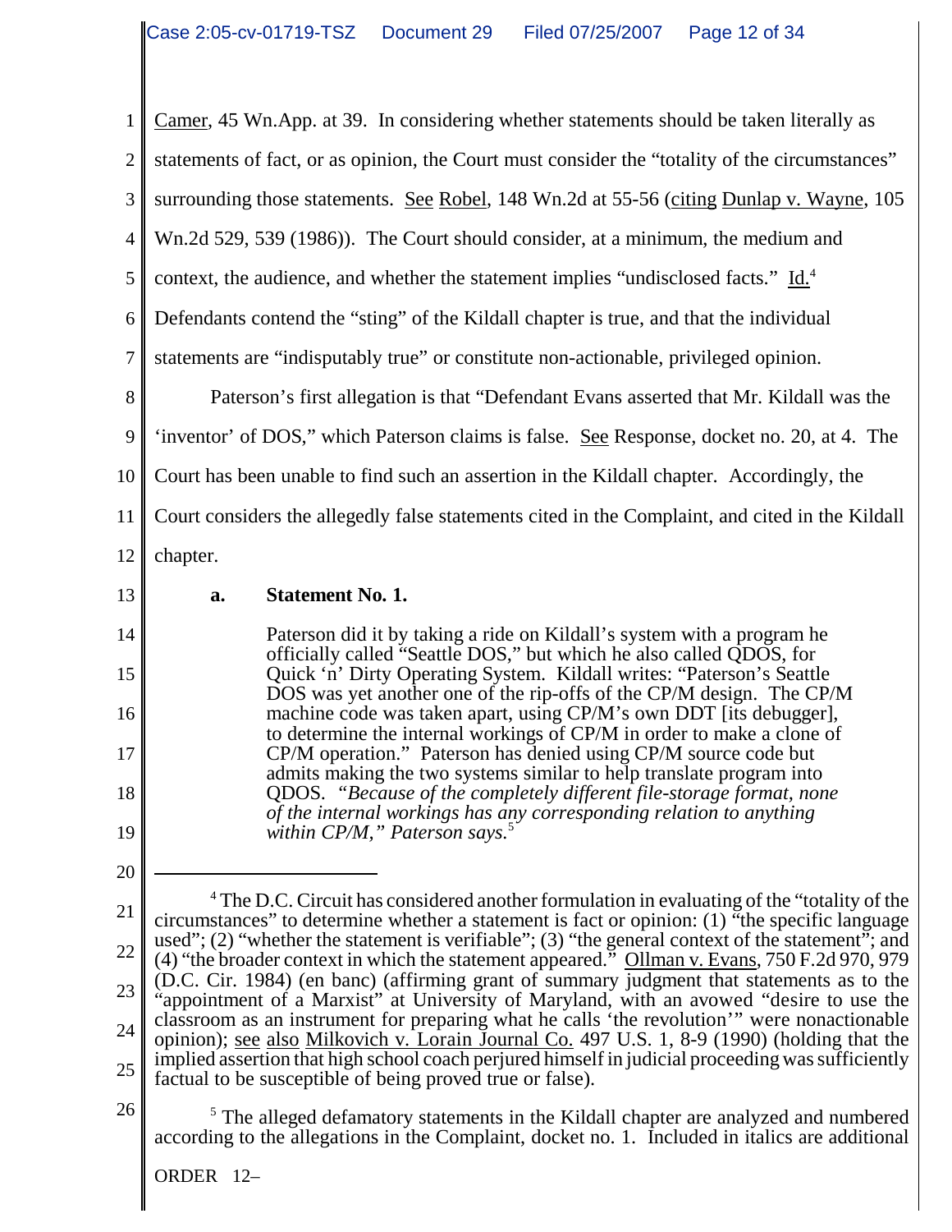Camer, 45 Wn.App. at 39. In considering whether statements should be taken literally as statements of fact, or as opinion, the Court must consider the "totality of the circumstances" surrounding those statements. See Robel, 148 Wn.2d at 55-56 (citing Dunlap v. Wayne, 105 Wn.2d 529, 539 (1986)). The Court should consider, at a minimum, the medium and context, the audience, and whether the statement implies "undisclosed facts." Id.[4] Defendants contend the "sting" of the Kildall chapter is true, and that the individual statements are "indisputably true" or constitute non-actionable, privileged opinion.

Paterson's first allegation is that "Defendant Evans asserted that Mr. Kildall was the 'inventor' of DOS," which Paterson claims is false. See Response, docket no. 20, at 4. The Court has been unable to find such an assertion in the Kildall chapter. Accordingly, the Court considers the allegedly false statements cited in the Complaint, and cited in the Kildall chapter.

**a. Statement No. 1.**

> Paterson did it by taking a ride on Kildall's system with a program he officially called "Seattle DOS," but which he also called QDOS, for Quick 'n' Dirty Operating System. Kildall writes: "Paterson's Seattle DOS was yet another one of the rip-offs of the CP/M design. The CP/M machine code was taken apart, using CP/M's own DDT [its debugger], to determine the internal workings of CP/M in order to make a clone of CP/M operation." Paterson has denied using CP/M source code but admits making the two systems similar to help translate program into QDOS. *"Because of the completely different file-storage format, none of the internal workings has any corresponding relation to anything within CP/M," Paterson says.*[5]

---

[4] The D.C. Circuit has considered another formulation in evaluating of the "totality of the circumstances" to determine whether a statement is fact or opinion: (1) "the specific language used"; (2) "whether the statement is verifiable"; (3) "the general context of the statement"; and (4) "the broader context in which the statement appeared." Ollman v. Evans, 750 F.2d 970, 979 (D.C. Cir. 1984) (en banc) (affirming grant of summary judgment that statements as to the "appointment of a Marxist" at University of Maryland, with an avowed "desire to use the classroom as an instrument for preparing what he calls 'the revolution'" were nonactionable opinion); see also Milkovich v. Lorain Journal Co. 497 U.S. 1, 8-9 (1990) (holding that the implied assertion that high school coach perjured himself in judicial proceeding was sufficiently factual to be susceptible of being proved true or false).

[5] The alleged defamatory statements in the Kildall chapter are analyzed and numbered according to the allegations in the Complaint, docket no. 1. Included in italics are additional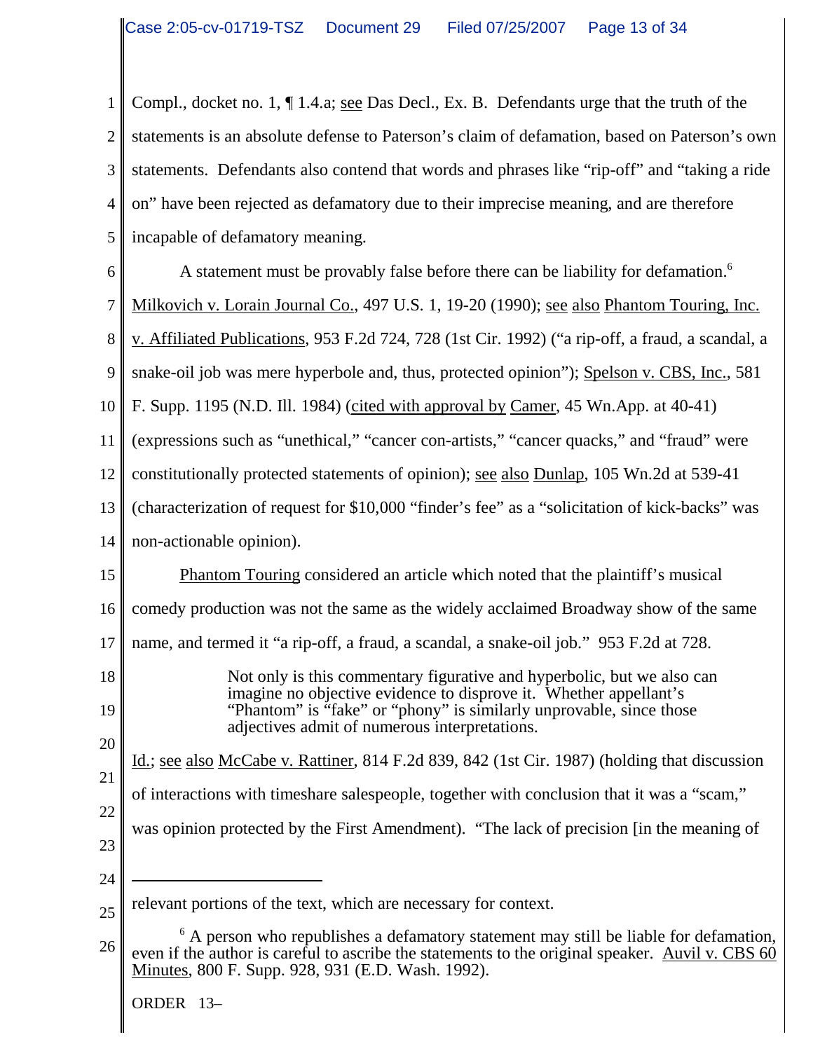Compl., docket no. 1, ¶ 1.4.a; see Das Decl., Ex. B. Defendants urge that the truth of the statements is an absolute defense to Paterson's claim of defamation, based on Paterson's own statements. Defendants also contend that words and phrases like "rip-off" and "taking a ride on" have been rejected as defamatory due to their imprecise meaning, and are therefore incapable of defamatory meaning.

A statement must be provably false before there can be liability for defamation.[6] Milkovich v. Lorain Journal Co., 497 U.S. 1, 19-20 (1990); see also Phantom Touring, Inc. v. Affiliated Publications, 953 F.2d 724, 728 (1st Cir. 1992) ("a rip-off, a fraud, a scandal, a snake-oil job was mere hyperbole and, thus, protected opinion"); Spelson v. CBS, Inc., 581 F. Supp. 1195 (N.D. Ill. 1984) (cited with approval by Camer, 45 Wn.App. at 40-41) (expressions such as "unethical," "cancer con-artists," "cancer quacks," and "fraud" were constitutionally protected statements of opinion); see also Dunlap, 105 Wn.2d at 539-41 (characterization of request for $10,000 "finder's fee" as a "solicitation of kick-backs" was non-actionable opinion).

Phantom Touring considered an article which noted that the plaintiff's musical comedy production was not the same as the widely acclaimed Broadway show of the same name, and termed it "a rip-off, a fraud, a scandal, a snake-oil job." 953 F.2d at 728.

> Not only is this commentary figurative and hyperbolic, but we also can imagine no objective evidence to disprove it. Whether appellant's "Phantom" is "fake" or "phony" is similarly unprovable, since those adjectives admit of numerous interpretations.

Id.; see also McCabe v. Rattiner, 814 F.2d 839, 842 (1st Cir. 1987) (holding that discussion of interactions with timeshare salespeople, together with conclusion that it was a "scam," was opinion protected by the First Amendment). "The lack of precision [in the meaning of

---

relevant portions of the text, which are necessary for context.

[6] A person who republishes a defamatory statement may still be liable for defamation, even if the author is careful to ascribe the statements to the original speaker. Auvil v. CBS 60 Minutes, 800 F. Supp. 928, 931 (E.D. Wash. 1992).

ORDER 13–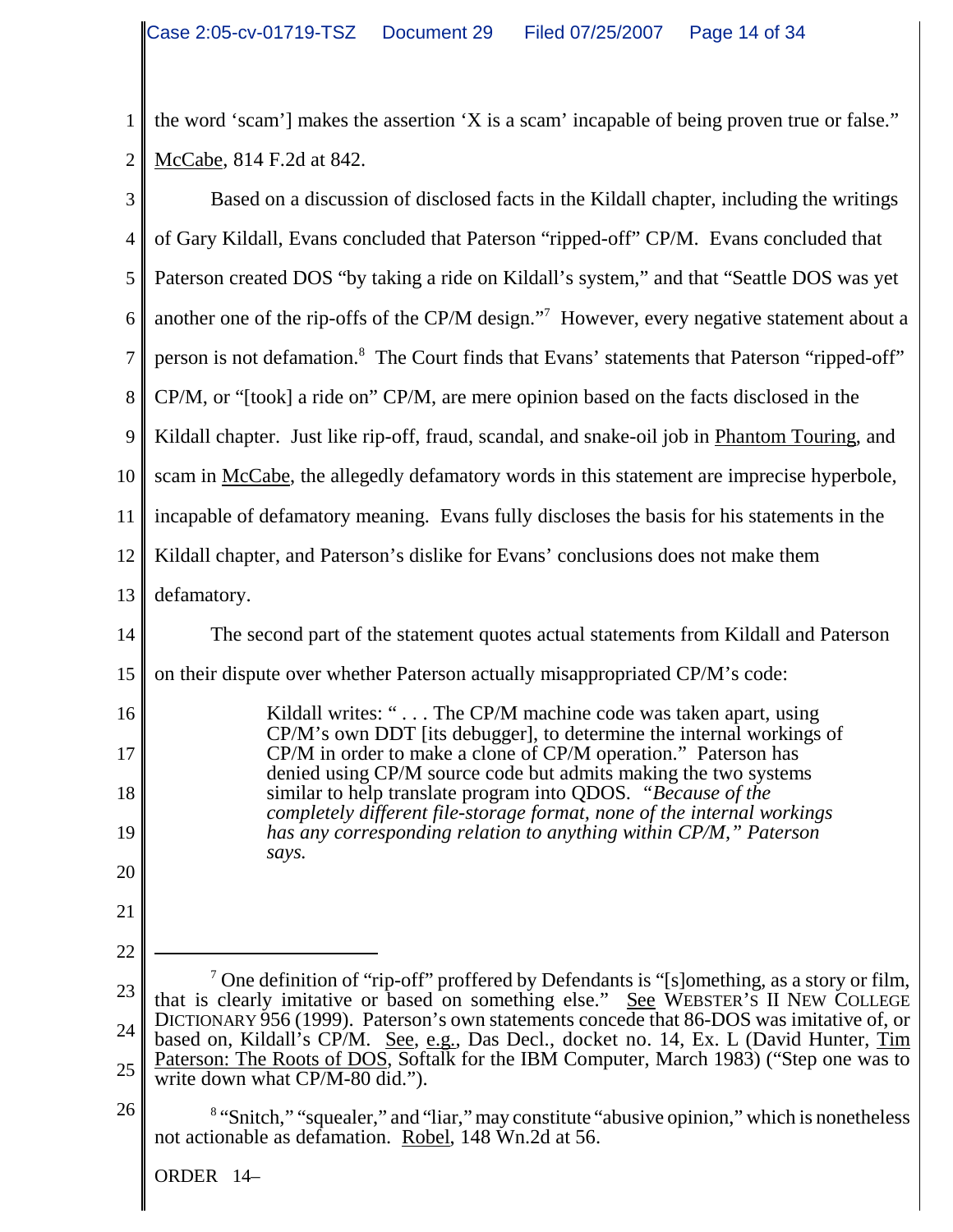the word 'scam'] makes the assertion 'X is a scam' incapable of being proven true or false." McCabe, 814 F.2d at 842.

Based on a discussion of disclosed facts in the Kildall chapter, including the writings of Gary Kildall, Evans concluded that Paterson "ripped-off" CP/M. Evans concluded that Paterson created DOS "by taking a ride on Kildall's system," and that "Seattle DOS was yet another one of the rip-offs of the CP/M design."[7] However, every negative statement about a person is not defamation.[8] The Court finds that Evans' statements that Paterson "ripped-off" CP/M, or "[took] a ride on" CP/M, are mere opinion based on the facts disclosed in the Kildall chapter. Just like rip-off, fraud, scandal, and snake-oil job in Phantom Touring, and scam in McCabe, the allegedly defamatory words in this statement are imprecise hyperbole, incapable of defamatory meaning. Evans fully discloses the basis for his statements in the Kildall chapter, and Paterson's dislike for Evans' conclusions does not make them defamatory.

The second part of the statement quotes actual statements from Kildall and Paterson on their dispute over whether Paterson actually misappropriated CP/M's code:

> Kildall writes: " . . . The CP/M machine code was taken apart, using CP/M's own DDT [its debugger], to determine the internal workings of CP/M in order to make a clone of CP/M operation." Paterson has denied using CP/M source code but admits making the two systems similar to help translate program into QDOS. *"Because of the completely different file-storage format, none of the internal workings has any corresponding relation to anything within CP/M," Paterson says.*

---

[7] One definition of "rip-off" proffered by Defendants is "[s]omething, as a story or film, that is clearly imitative or based on something else." See WEBSTER'S II NEW COLLEGE DICTIONARY 956 (1999). Paterson's own statements concede that 86-DOS was imitative of, or based on, Kildall's CP/M. See, e.g., Das Decl., docket no. 14, Ex. L (David Hunter, Tim Paterson: The Roots of DOS, Softalk for the IBM Computer, March 1983) ("Step one was to write down what CP/M-80 did.").

[8] "Snitch," "squealer," and "liar," may constitute "abusive opinion," which is nonetheless not actionable as defamation. Robel, 148 Wn.2d at 56.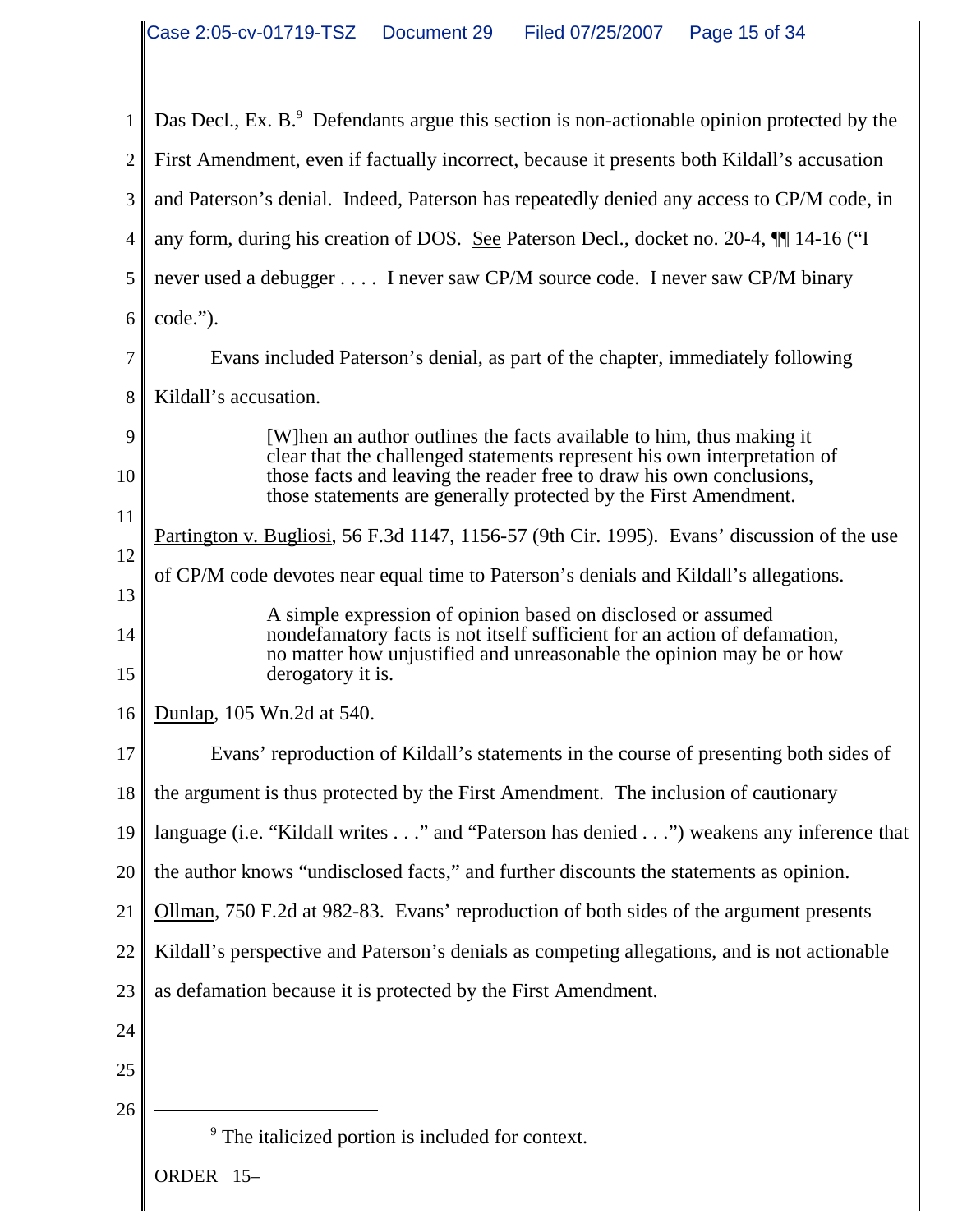Das Decl., Ex. B.[9] Defendants argue this section is non-actionable opinion protected by the First Amendment, even if factually incorrect, because it presents both Kildall's accusation and Paterson's denial. Indeed, Paterson has repeatedly denied any access to CP/M code, in any form, during his creation of DOS. See Paterson Decl., docket no. 20-4, ¶¶ 14-16 ("I never used a debugger . . . . I never saw CP/M source code. I never saw CP/M binary code.").

Evans included Paterson's denial, as part of the chapter, immediately following Kildall's accusation.

> [W]hen an author outlines the facts available to him, thus making it clear that the challenged statements represent his own interpretation of those facts and leaving the reader free to draw his own conclusions, those statements are generally protected by the First Amendment.

Partington v. Bugliosi, 56 F.3d 1147, 1156-57 (9th Cir. 1995). Evans' discussion of the use of CP/M code devotes near equal time to Paterson's denials and Kildall's allegations.

> A simple expression of opinion based on disclosed or assumed nondefamatory facts is not itself sufficient for an action of defamation, no matter how unjustified and unreasonable the opinion may be or how derogatory it is.

Dunlap, 105 Wn.2d at 540.

Evans' reproduction of Kildall's statements in the course of presenting both sides of the argument is thus protected by the First Amendment. The inclusion of cautionary language (i.e. "Kildall writes . . ." and "Paterson has denied . . .") weakens any inference that the author knows "undisclosed facts," and further discounts the statements as opinion. Ollman, 750 F.2d at 982-83. Evans' reproduction of both sides of the argument presents Kildall's perspective and Paterson's denials as competing allegations, and is not actionable as defamation because it is protected by the First Amendment.

---

[9] The italicized portion is included for context.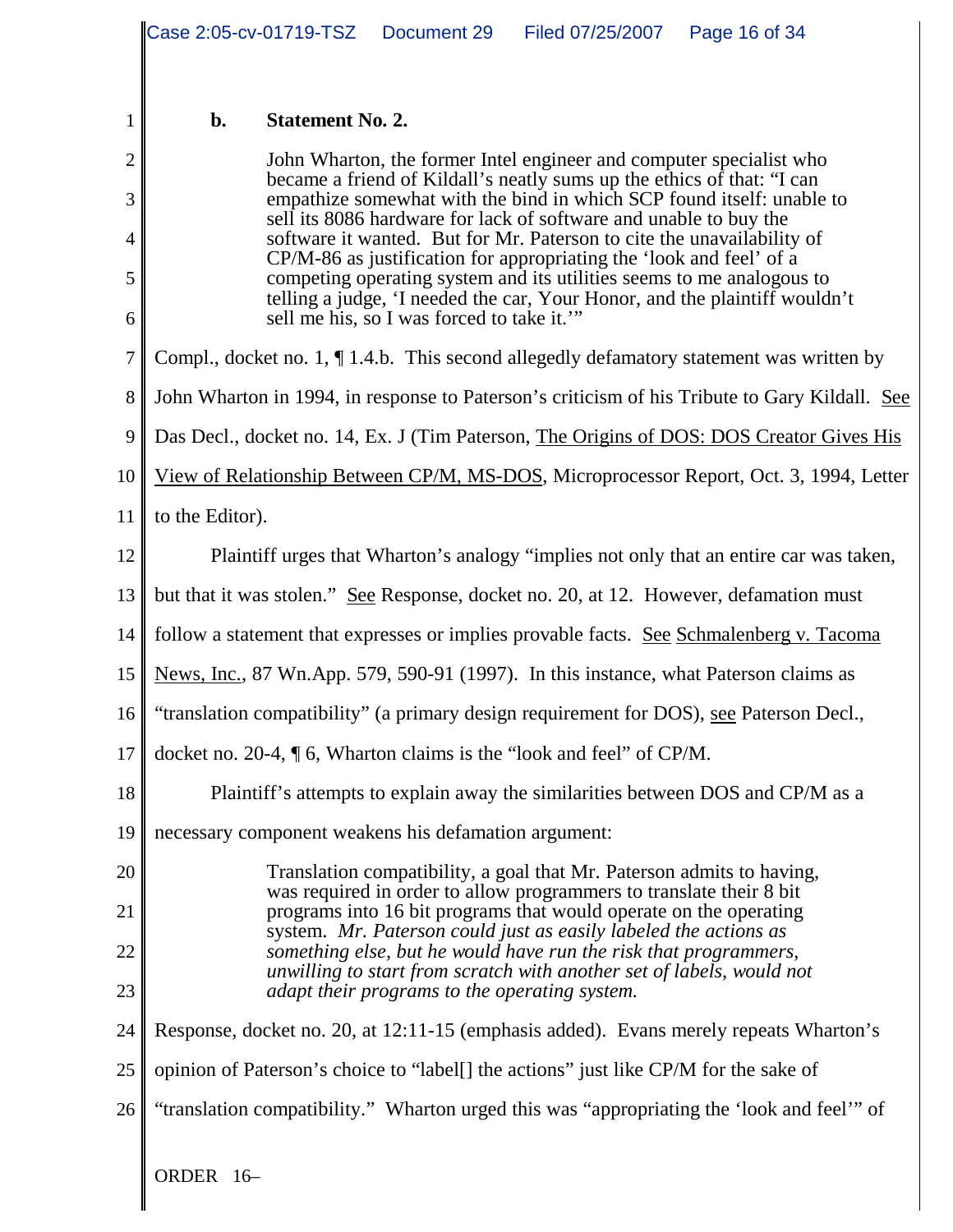**b. Statement No. 2.**

> John Wharton, the former Intel engineer and computer specialist who became a friend of Kildall's neatly sums up the ethics of that: "I can empathize somewhat with the bind in which SCP found itself: unable to sell its 8086 hardware for lack of software and unable to buy the software it wanted. But for Mr. Paterson to cite the unavailability of CP/M-86 as justification for appropriating the 'look and feel' of a competing operating system and its utilities seems to me analogous to telling a judge, 'I needed the car, Your Honor, and the plaintiff wouldn't sell me his, so I was forced to take it.'"

Compl., docket no. 1, ¶ 1.4.b. This second allegedly defamatory statement was written by John Wharton in 1994, in response to Paterson's criticism of his Tribute to Gary Kildall. See Das Decl., docket no. 14, Ex. J (Tim Paterson, The Origins of DOS: DOS Creator Gives His View of Relationship Between CP/M, MS-DOS, Microprocessor Report, Oct. 3, 1994, Letter to the Editor).

Plaintiff urges that Wharton's analogy "implies not only that an entire car was taken, but that it was stolen." See Response, docket no. 20, at 12. However, defamation must follow a statement that expresses or implies provable facts. See Schmalenberg v. Tacoma News, Inc., 87 Wn.App. 579, 590-91 (1997). In this instance, what Paterson claims as "translation compatibility" (a primary design requirement for DOS), see Paterson Decl., docket no. 20-4, ¶ 6, Wharton claims is the "look and feel" of CP/M.

Plaintiff's attempts to explain away the similarities between DOS and CP/M as a necessary component weakens his defamation argument:

> Translation compatibility, a goal that Mr. Paterson admits to having, was required in order to allow programmers to translate their 8 bit programs into 16 bit programs that would operate on the operating system. *Mr. Paterson could just as easily labeled the actions as something else, but he would have run the risk that programmers, unwilling to start from scratch with another set of labels, would not adapt their programs to the operating system.*

Response, docket no. 20, at 12:11-15 (emphasis added). Evans merely repeats Wharton's opinion of Paterson's choice to "label[] the actions" just like CP/M for the sake of "translation compatibility." Wharton urged this was "appropriating the 'look and feel'" of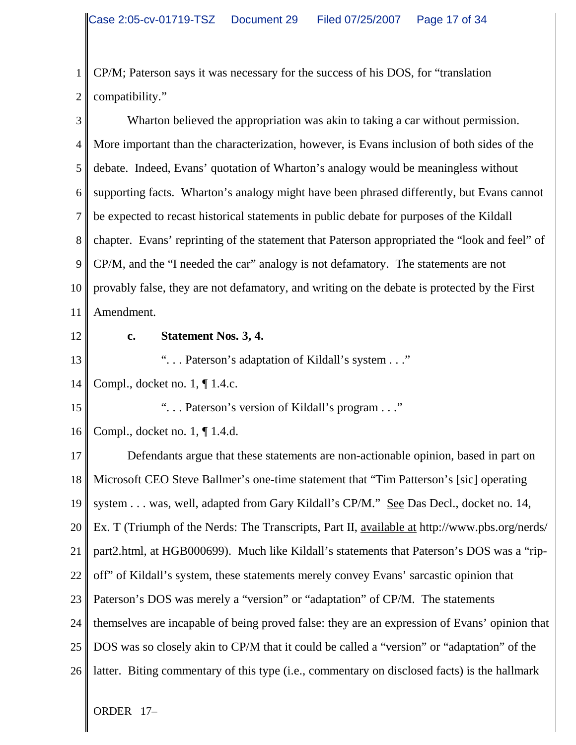CP/M; Paterson says it was necessary for the success of his DOS, for "translation compatibility."

Wharton believed the appropriation was akin to taking a car without permission. More important than the characterization, however, is Evans inclusion of both sides of the debate. Indeed, Evans' quotation of Wharton's analogy would be meaningless without supporting facts. Wharton's analogy might have been phrased differently, but Evans cannot be expected to recast historical statements in public debate for purposes of the Kildall chapter. Evans' reprinting of the statement that Paterson appropriated the "look and feel" of CP/M, and the "I needed the car" analogy is not defamatory. The statements are not provably false, they are not defamatory, and writing on the debate is protected by the First Amendment.

**c. Statement Nos. 3, 4.**

> ". . . Paterson's adaptation of Kildall's system . . ."

Compl., docket no. 1, ¶ 1.4.c.

> ". . . Paterson's version of Kildall's program . . ."

Compl., docket no. 1, ¶ 1.4.d.

Defendants argue that these statements are non-actionable opinion, based in part on Microsoft CEO Steve Ballmer's one-time statement that "Tim Patterson's [sic] operating system . . . was, well, adapted from Gary Kildall's CP/M." See Das Decl., docket no. 14, Ex. T (Triumph of the Nerds: The Transcripts, Part II, available at http://www.pbs.org/nerds/part2.html, at HGB000699). Much like Kildall's statements that Paterson's DOS was a "rip-off" of Kildall's system, these statements merely convey Evans' sarcastic opinion that Paterson's DOS was merely a "version" or "adaptation" of CP/M. The statements themselves are incapable of being proved false: they are an expression of Evans' opinion that DOS was so closely akin to CP/M that it could be called a "version" or "adaptation" of the latter. Biting commentary of this type (i.e., commentary on disclosed facts) is the hallmark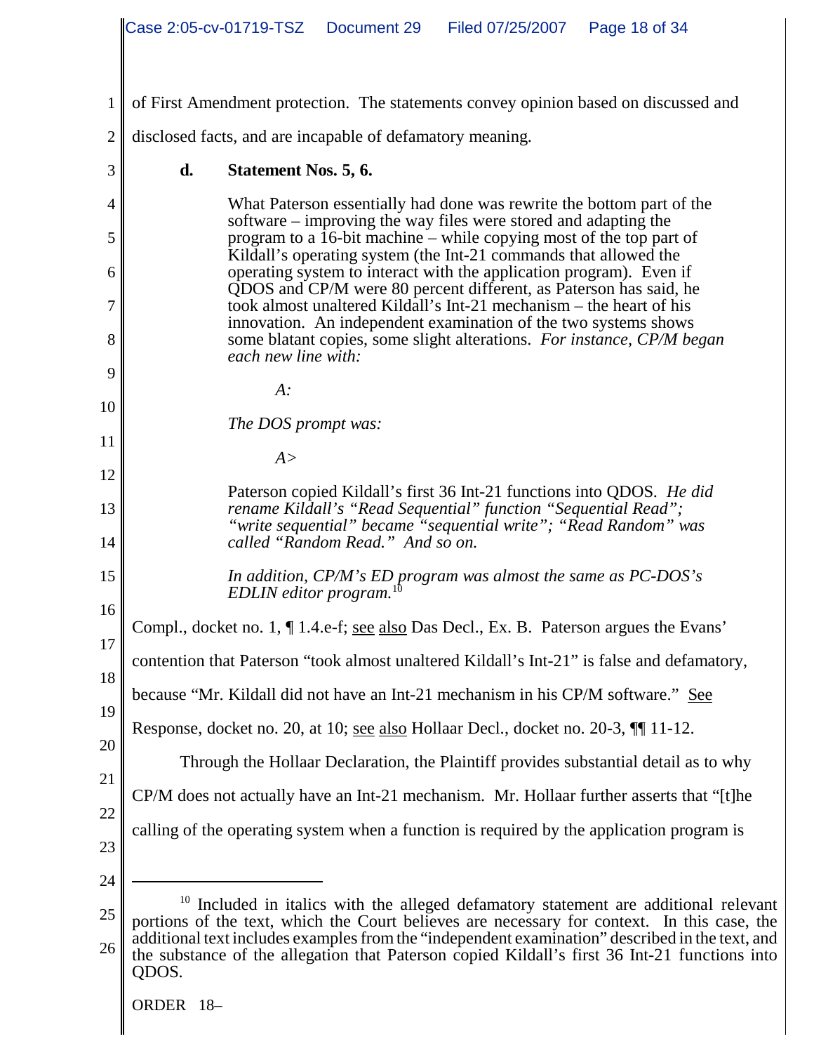of First Amendment protection. The statements convey opinion based on discussed and disclosed facts, and are incapable of defamatory meaning.

**d. Statement Nos. 5, 6.**

> What Paterson essentially had done was rewrite the bottom part of the software – improving the way files were stored and adapting the program to a 16-bit machine – while copying most of the top part of Kildall's operating system (the Int-21 commands that allowed the operating system to interact with the application program). Even if QDOS and CP/M were 80 percent different, as Paterson has said, he took almost unaltered Kildall's Int-21 mechanism – the heart of his innovation. An independent examination of the two systems shows some blatant copies, some slight alterations. *For instance, CP/M began each new line with:*
>
> *A:*
>
> *The DOS prompt was:*
>
> *A>*
>
> Paterson copied Kildall's first 36 Int-21 functions into QDOS. *He did rename Kildall's "Read Sequential" function "Sequential Read"; "write sequential" became "sequential write"; "Read Random" was called "Random Read." And so on.*
>
> *In addition, CP/M's ED program was almost the same as PC-DOS's EDLIN editor program.*[10]

Compl., docket no. 1, ¶ 1.4.e-f; see also Das Decl., Ex. B. Paterson argues the Evans' contention that Paterson "took almost unaltered Kildall's Int-21" is false and defamatory, because "Mr. Kildall did not have an Int-21 mechanism in his CP/M software." See Response, docket no. 20, at 10; see also Hollaar Decl., docket no. 20-3, ¶¶ 11-12.

Through the Hollaar Declaration, the Plaintiff provides substantial detail as to why CP/M does not actually have an Int-21 mechanism. Mr. Hollaar further asserts that "[t]he calling of the operating system when a function is required by the application program is

---

[10] Included in italics with the alleged defamatory statement are additional relevant portions of the text, which the Court believes are necessary for context. In this case, the additional text includes examples from the "independent examination" described in the text, and the substance of the allegation that Paterson copied Kildall's first 36 Int-21 functions into QDOS.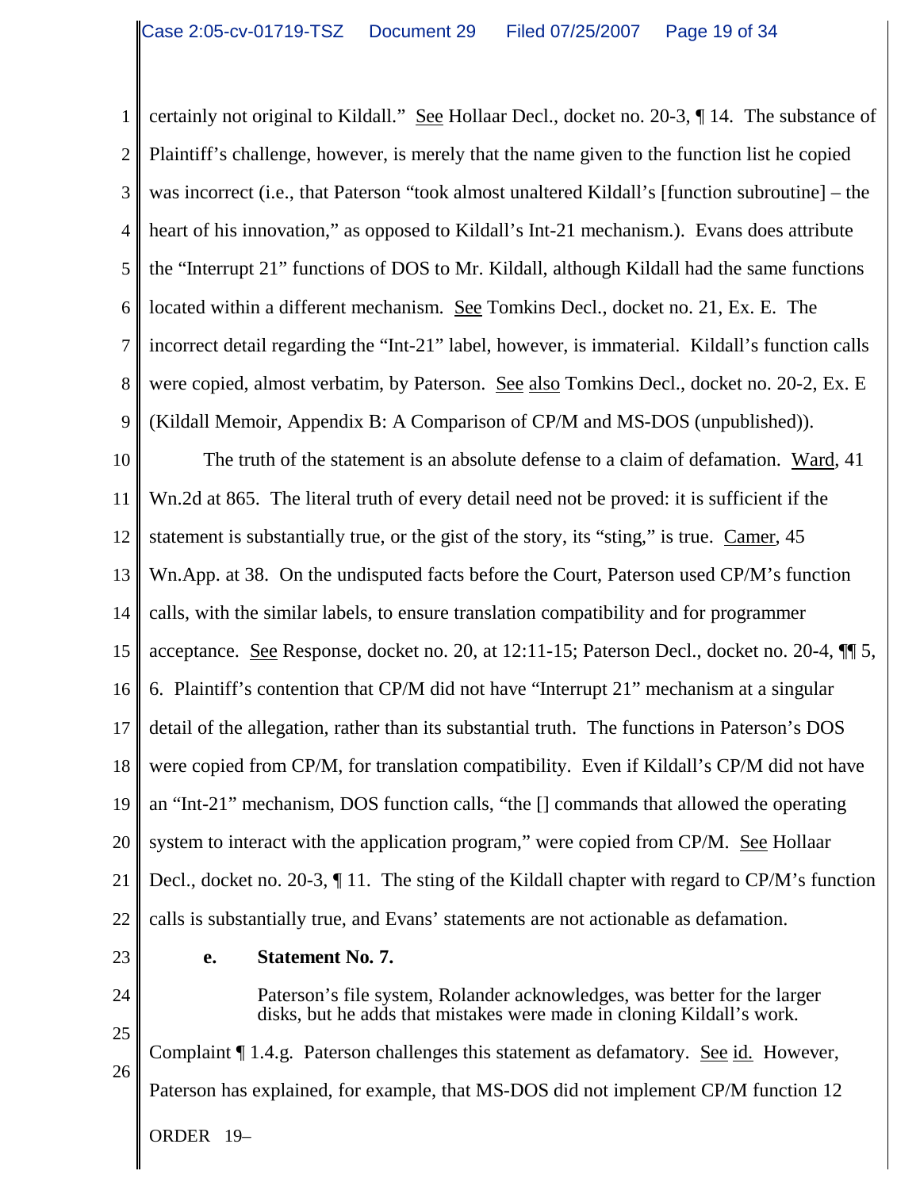certainly not original to Kildall." See Hollaar Decl., docket no. 20-3, ¶ 14. The substance of Plaintiff's challenge, however, is merely that the name given to the function list he copied was incorrect (i.e., that Paterson "took almost unaltered Kildall's [function subroutine] – the heart of his innovation," as opposed to Kildall's Int-21 mechanism.). Evans does attribute the "Interrupt 21" functions of DOS to Mr. Kildall, although Kildall had the same functions located within a different mechanism. See Tomkins Decl., docket no. 21, Ex. E. The incorrect detail regarding the "Int-21" label, however, is immaterial. Kildall's function calls were copied, almost verbatim, by Paterson. See also Tomkins Decl., docket no. 20-2, Ex. E (Kildall Memoir, Appendix B: A Comparison of CP/M and MS-DOS (unpublished)).

The truth of the statement is an absolute defense to a claim of defamation. Ward, 41 Wn.2d at 865. The literal truth of every detail need not be proved: it is sufficient if the statement is substantially true, or the gist of the story, its "sting," is true. Camer, 45 Wn.App. at 38. On the undisputed facts before the Court, Paterson used CP/M's function calls, with the similar labels, to ensure translation compatibility and for programmer acceptance. See Response, docket no. 20, at 12:11-15; Paterson Decl., docket no. 20-4, ¶¶ 5, 6. Plaintiff's contention that CP/M did not have "Interrupt 21" mechanism at a singular detail of the allegation, rather than its substantial truth. The functions in Paterson's DOS were copied from CP/M, for translation compatibility. Even if Kildall's CP/M did not have an "Int-21" mechanism, DOS function calls, "the [] commands that allowed the operating system to interact with the application program," were copied from CP/M. See Hollaar Decl., docket no. 20-3, ¶ 11. The sting of the Kildall chapter with regard to CP/M's function calls is substantially true, and Evans' statements are not actionable as defamation.

**e. Statement No. 7.**

> Paterson's file system, Rolander acknowledges, was better for the larger disks, but he adds that mistakes were made in cloning Kildall's work.

Complaint ¶ 1.4.g. Paterson challenges this statement as defamatory. See id. However, Paterson has explained, for example, that MS-DOS did not implement CP/M function 12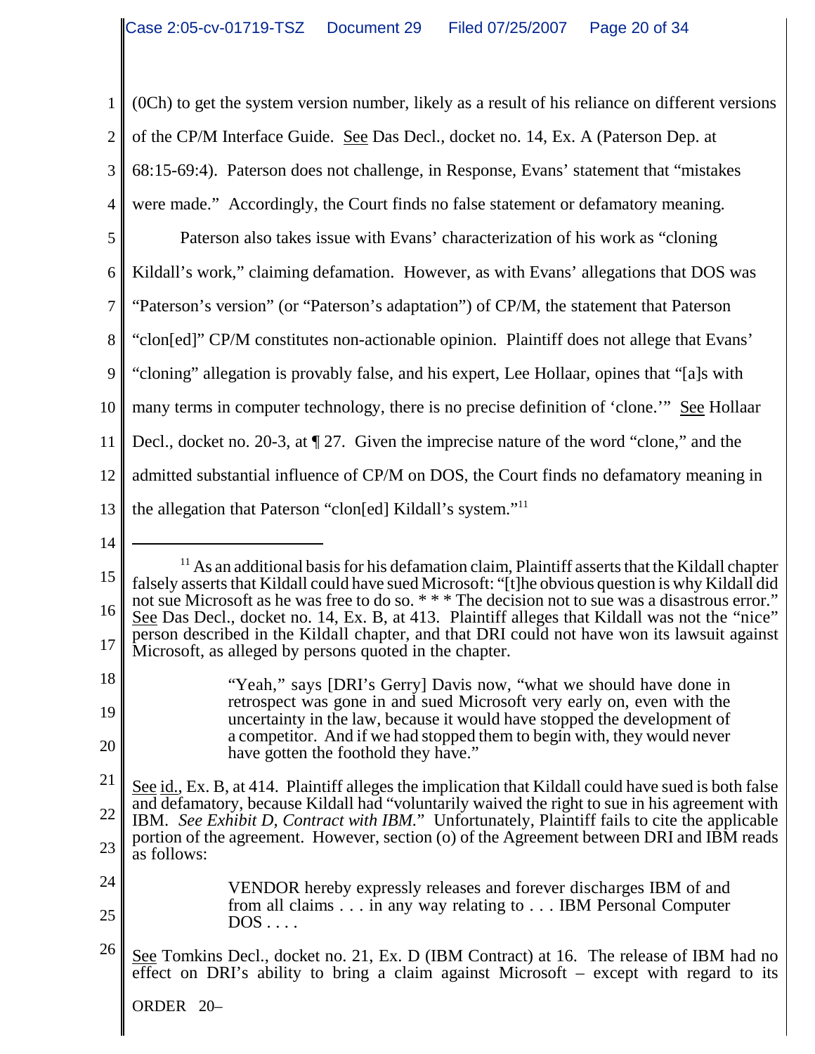(0Ch) to get the system version number, likely as a result of his reliance on different versions of the CP/M Interface Guide. See Das Decl., docket no. 14, Ex. A (Paterson Dep. at 68:15-69:4). Paterson does not challenge, in Response, Evans' statement that "mistakes were made." Accordingly, the Court finds no false statement or defamatory meaning.

Paterson also takes issue with Evans' characterization of his work as "cloning Kildall's work," claiming defamation. However, as with Evans' allegations that DOS was "Paterson's version" (or "Paterson's adaptation") of CP/M, the statement that Paterson "clon[ed]" CP/M constitutes non-actionable opinion. Plaintiff does not allege that Evans' "cloning" allegation is provably false, and his expert, Lee Hollaar, opines that "[a]s with many terms in computer technology, there is no precise definition of 'clone.'" See Hollaar Decl., docket no. 20-3, at ¶ 27. Given the imprecise nature of the word "clone," and the admitted substantial influence of CP/M on DOS, the Court finds no defamatory meaning in the allegation that Paterson "clon[ed] Kildall's system."[11]

---

[11] As an additional basis for his defamation claim, Plaintiff asserts that the Kildall chapter falsely asserts that Kildall could have sued Microsoft: "[t]he obvious question is why Kildall did not sue Microsoft as he was free to do so. * * * The decision not to sue was a disastrous error." See Das Decl., docket no. 14, Ex. B, at 413. Plaintiff alleges that Kildall was not the "nice" person described in the Kildall chapter, and that DRI could not have won its lawsuit against Microsoft, as alleged by persons quoted in the chapter.

> "Yeah," says [DRI's Gerry] Davis now, "what we should have done in retrospect was gone in and sued Microsoft very early on, even with the uncertainty in the law, because it would have stopped the development of a competitor. And if we had stopped them to begin with, they would never have gotten the foothold they have."

See id., Ex. B, at 414. Plaintiff alleges the implication that Kildall could have sued is both false and defamatory, because Kildall had "voluntarily waived the right to sue in his agreement with IBM. *See Exhibit D, Contract with IBM.*" Unfortunately, Plaintiff fails to cite the applicable portion of the agreement. However, section (o) of the Agreement between DRI and IBM reads as follows:

> VENDOR hereby expressly releases and forever discharges IBM of and from all claims . . . in any way relating to . . . IBM Personal Computer DOS . . . .

See Tomkins Decl., docket no. 21, Ex. D (IBM Contract) at 16. The release of IBM had no effect on DRI's ability to bring a claim against Microsoft – except with regard to its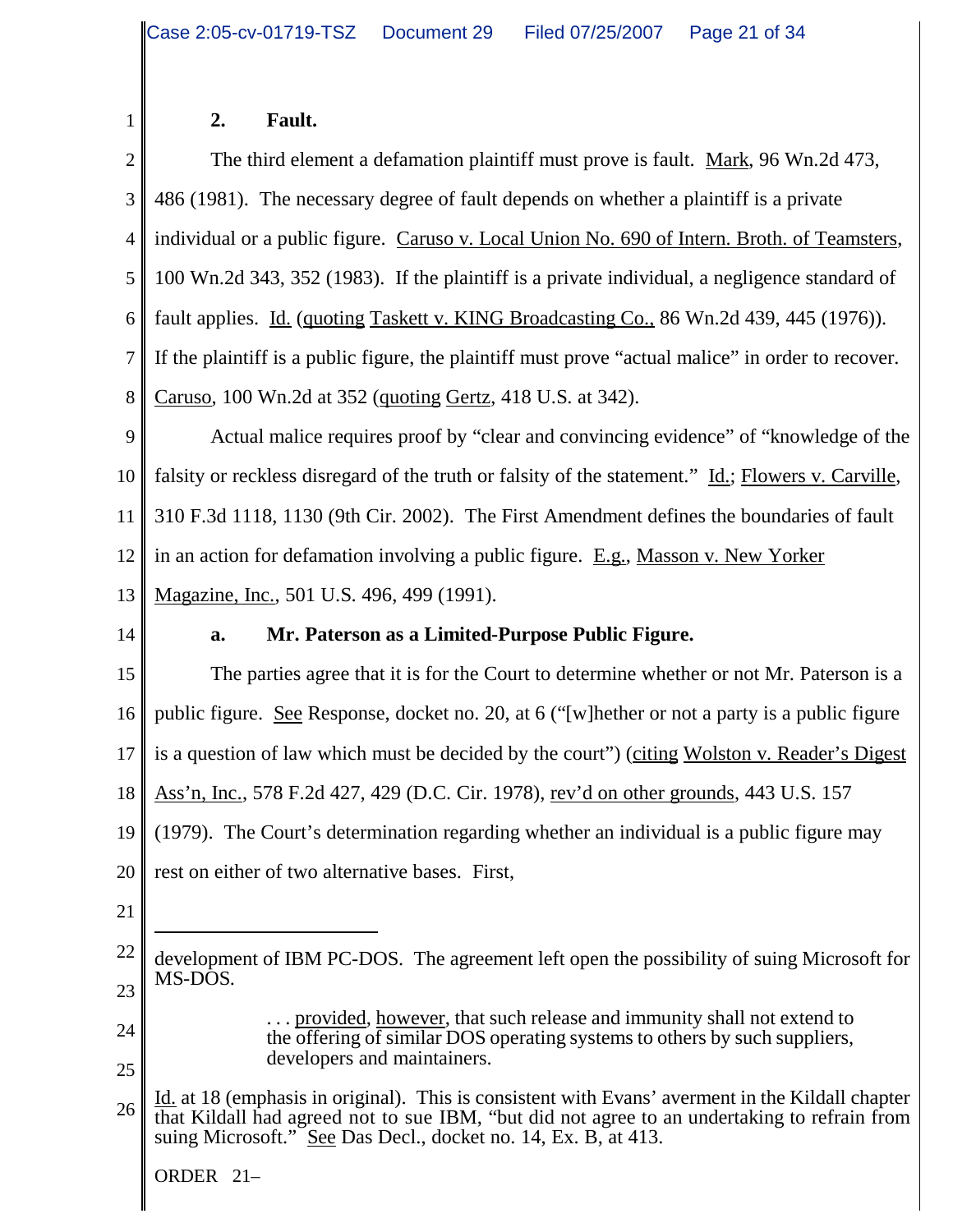## 2. Fault.

The third element a defamation plaintiff must prove is fault. Mark, 96 Wn.2d 473, 486 (1981). The necessary degree of fault depends on whether a plaintiff is a private individual or a public figure. Caruso v. Local Union No. 690 of Intern. Broth. of Teamsters, 100 Wn.2d 343, 352 (1983). If the plaintiff is a private individual, a negligence standard of fault applies. Id. (quoting Taskett v. KING Broadcasting Co., 86 Wn.2d 439, 445 (1976)). If the plaintiff is a public figure, the plaintiff must prove "actual malice" in order to recover. Caruso, 100 Wn.2d at 352 (quoting Gertz, 418 U.S. at 342).

Actual malice requires proof by "clear and convincing evidence" of "knowledge of the falsity or reckless disregard of the truth or falsity of the statement." Id.; Flowers v. Carville, 310 F.3d 1118, 1130 (9th Cir. 2002). The First Amendment defines the boundaries of fault in an action for defamation involving a public figure. E.g., Masson v. New Yorker Magazine, Inc., 501 U.S. 496, 499 (1991).

### a. Mr. Paterson as a Limited-Purpose Public Figure.

The parties agree that it is for the Court to determine whether or not Mr. Paterson is a public figure. See Response, docket no. 20, at 6 ("[w]hether or not a party is a public figure is a question of law which must be decided by the court") (citing Wolston v. Reader's Digest Ass'n, Inc., 578 F.2d 427, 429 (D.C. Cir. 1978), rev'd on other grounds, 443 U.S. 157 (1979). The Court's determination regarding whether an individual is a public figure may rest on either of two alternative bases. First,

---

development of IBM PC-DOS. The agreement left open the possibility of suing Microsoft for MS-DOS.

> . . . provided, however, that such release and immunity shall not extend to the offering of similar DOS operating systems to others by such suppliers, developers and maintainers.

Id. at 18 (emphasis in original). This is consistent with Evans' averment in the Kildall chapter that Kildall had agreed not to sue IBM, "but did not agree to an undertaking to refrain from suing Microsoft." See Das Decl., docket no. 14, Ex. B, at 413.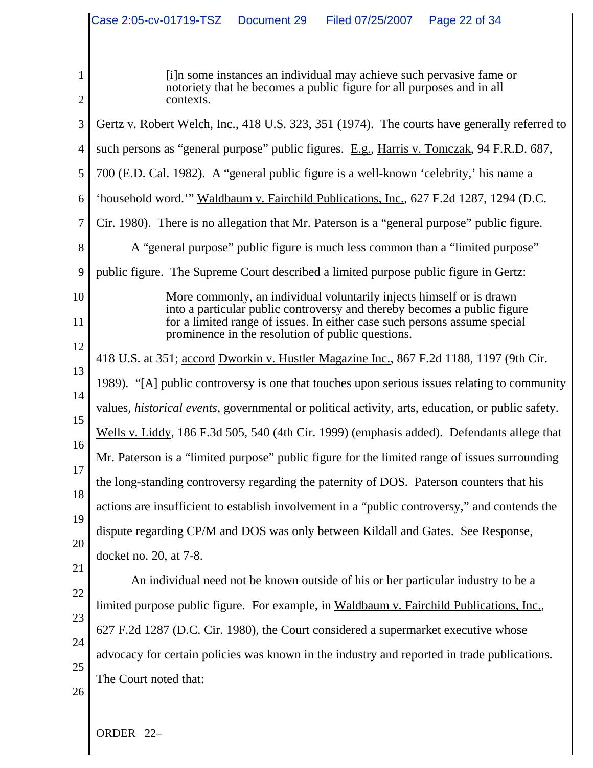> [i]n some instances an individual may achieve such pervasive fame or notoriety that he becomes a public figure for all purposes and in all contexts.

Gertz v. Robert Welch, Inc., 418 U.S. 323, 351 (1974). The courts have generally referred to such persons as "general purpose" public figures. E.g., Harris v. Tomczak, 94 F.R.D. 687, 700 (E.D. Cal. 1982). A "general public figure is a well-known 'celebrity,' his name a 'household word.'" Waldbaum v. Fairchild Publications, Inc., 627 F.2d 1287, 1294 (D.C. Cir. 1980). There is no allegation that Mr. Paterson is a "general purpose" public figure.

A "general purpose" public figure is much less common than a "limited purpose" public figure. The Supreme Court described a limited purpose public figure in Gertz:

> More commonly, an individual voluntarily injects himself or is drawn into a particular public controversy and thereby becomes a public figure for a limited range of issues. In either case such persons assume special prominence in the resolution of public questions.

418 U.S. at 351; accord Dworkin v. Hustler Magazine Inc., 867 F.2d 1188, 1197 (9th Cir. 1989). "[A] public controversy is one that touches upon serious issues relating to community values, *historical events*, governmental or political activity, arts, education, or public safety. Wells v. Liddy, 186 F.3d 505, 540 (4th Cir. 1999) (emphasis added). Defendants allege that Mr. Paterson is a "limited purpose" public figure for the limited range of issues surrounding the long-standing controversy regarding the paternity of DOS. Paterson counters that his actions are insufficient to establish involvement in a "public controversy," and contends the dispute regarding CP/M and DOS was only between Kildall and Gates. See Response, docket no. 20, at 7-8.

An individual need not be known outside of his or her particular industry to be a limited purpose public figure. For example, in Waldbaum v. Fairchild Publications, Inc., 627 F.2d 1287 (D.C. Cir. 1980), the Court considered a supermarket executive whose advocacy for certain policies was known in the industry and reported in trade publications. The Court noted that: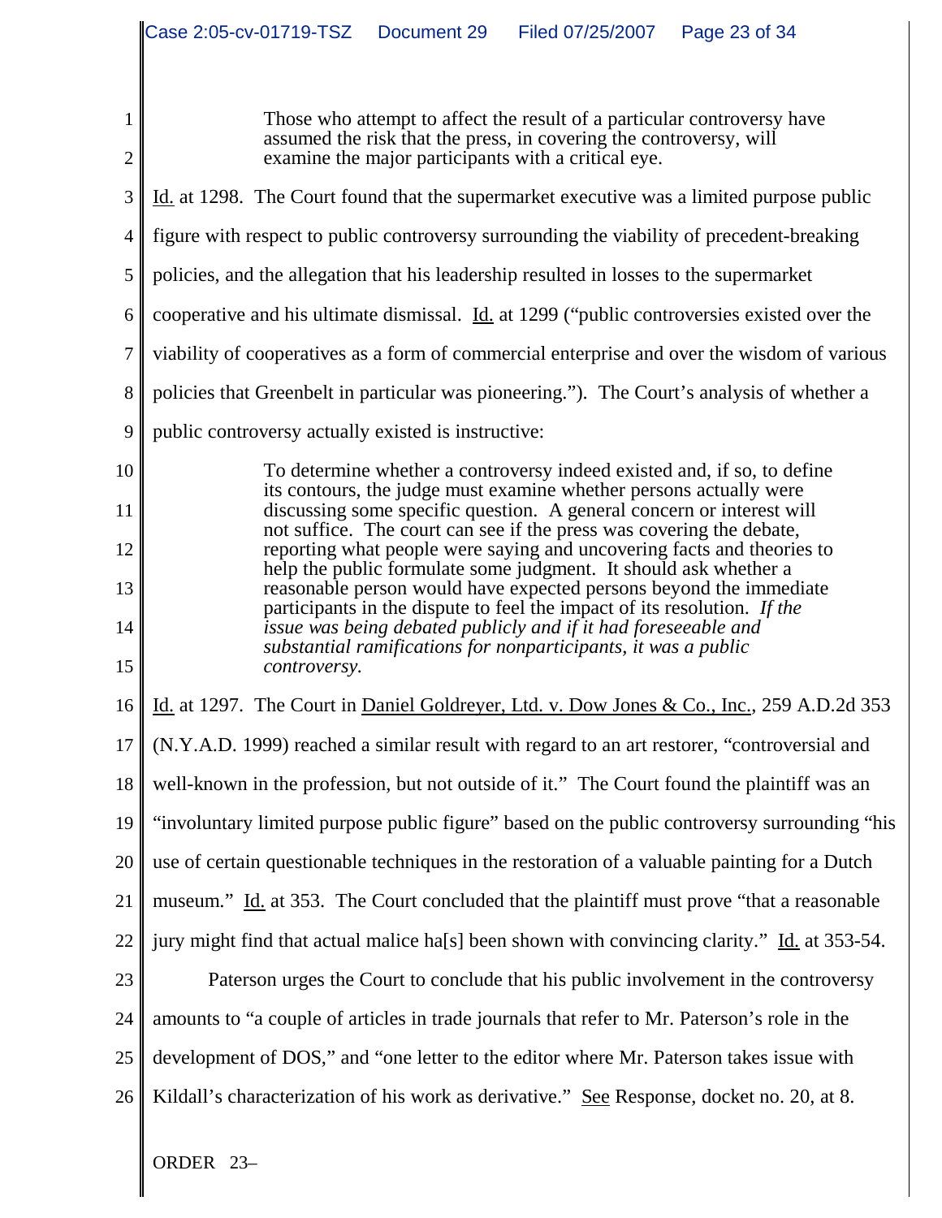> Those who attempt to affect the result of a particular controversy have assumed the risk that the press, in covering the controversy, will examine the major participants with a critical eye.

Id. at 1298. The Court found that the supermarket executive was a limited purpose public figure with respect to public controversy surrounding the viability of precedent-breaking policies, and the allegation that his leadership resulted in losses to the supermarket cooperative and his ultimate dismissal. Id. at 1299 ("public controversies existed over the viability of cooperatives as a form of commercial enterprise and over the wisdom of various policies that Greenbelt in particular was pioneering."). The Court's analysis of whether a public controversy actually existed is instructive:

> To determine whether a controversy indeed existed and, if so, to define its contours, the judge must examine whether persons actually were discussing some specific question. A general concern or interest will not suffice. The court can see if the press was covering the debate, reporting what people were saying and uncovering facts and theories to help the public formulate some judgment. It should ask whether a reasonable person would have expected persons beyond the immediate participants in the dispute to feel the impact of its resolution. *If the issue was being debated publicly and if it had foreseeable and substantial ramifications for nonparticipants, it was a public controversy.*

Id. at 1297. The Court in Daniel Goldreyer, Ltd. v. Dow Jones & Co., Inc., 259 A.D.2d 353 (N.Y.A.D. 1999) reached a similar result with regard to an art restorer, "controversial and well-known in the profession, but not outside of it." The Court found the plaintiff was an "involuntary limited purpose public figure" based on the public controversy surrounding "his use of certain questionable techniques in the restoration of a valuable painting for a Dutch museum." Id. at 353. The Court concluded that the plaintiff must prove "that a reasonable jury might find that actual malice ha[s] been shown with convincing clarity." Id. at 353-54.

Paterson urges the Court to conclude that his public involvement in the controversy amounts to "a couple of articles in trade journals that refer to Mr. Paterson's role in the development of DOS," and "one letter to the editor where Mr. Paterson takes issue with Kildall's characterization of his work as derivative." See Response, docket no. 20, at 8.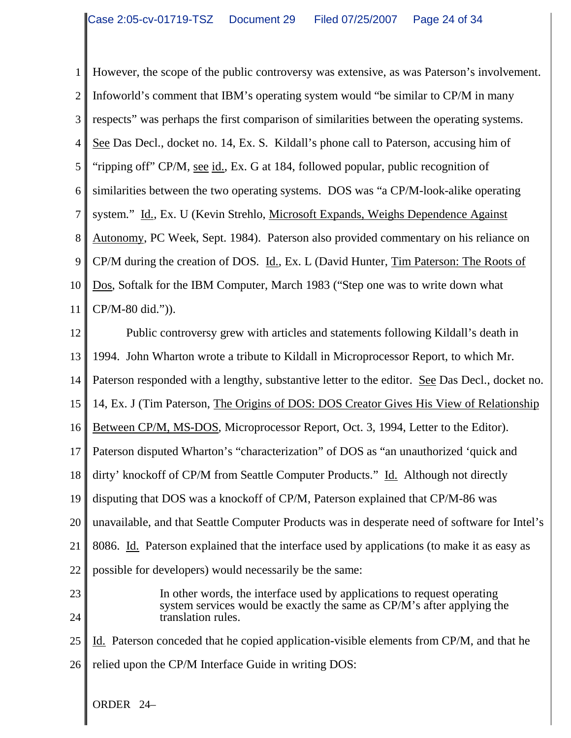However, the scope of the public controversy was extensive, as was Paterson's involvement. Infoworld's comment that IBM's operating system would "be similar to CP/M in many respects" was perhaps the first comparison of similarities between the operating systems. See Das Decl., docket no. 14, Ex. S. Kildall's phone call to Paterson, accusing him of "ripping off" CP/M, see id., Ex. G at 184, followed popular, public recognition of similarities between the two operating systems. DOS was "a CP/M-look-alike operating system." Id., Ex. U (Kevin Strehlo, Microsoft Expands, Weighs Dependence Against Autonomy, PC Week, Sept. 1984). Paterson also provided commentary on his reliance on CP/M during the creation of DOS. Id., Ex. L (David Hunter, Tim Paterson: The Roots of Dos, Softalk for the IBM Computer, March 1983 ("Step one was to write down what CP/M-80 did.")).

Public controversy grew with articles and statements following Kildall's death in 1994. John Wharton wrote a tribute to Kildall in Microprocessor Report, to which Mr. Paterson responded with a lengthy, substantive letter to the editor. See Das Decl., docket no. 14, Ex. J (Tim Paterson, The Origins of DOS: DOS Creator Gives His View of Relationship Between CP/M, MS-DOS, Microprocessor Report, Oct. 3, 1994, Letter to the Editor). Paterson disputed Wharton's "characterization" of DOS as "an unauthorized 'quick and dirty' knockoff of CP/M from Seattle Computer Products." Id. Although not directly disputing that DOS was a knockoff of CP/M, Paterson explained that CP/M-86 was unavailable, and that Seattle Computer Products was in desperate need of software for Intel's 8086. Id. Paterson explained that the interface used by applications (to make it as easy as possible for developers) would necessarily be the same:

> In other words, the interface used by applications to request operating system services would be exactly the same as CP/M's after applying the translation rules.

Id. Paterson conceded that he copied application-visible elements from CP/M, and that he relied upon the CP/M Interface Guide in writing DOS: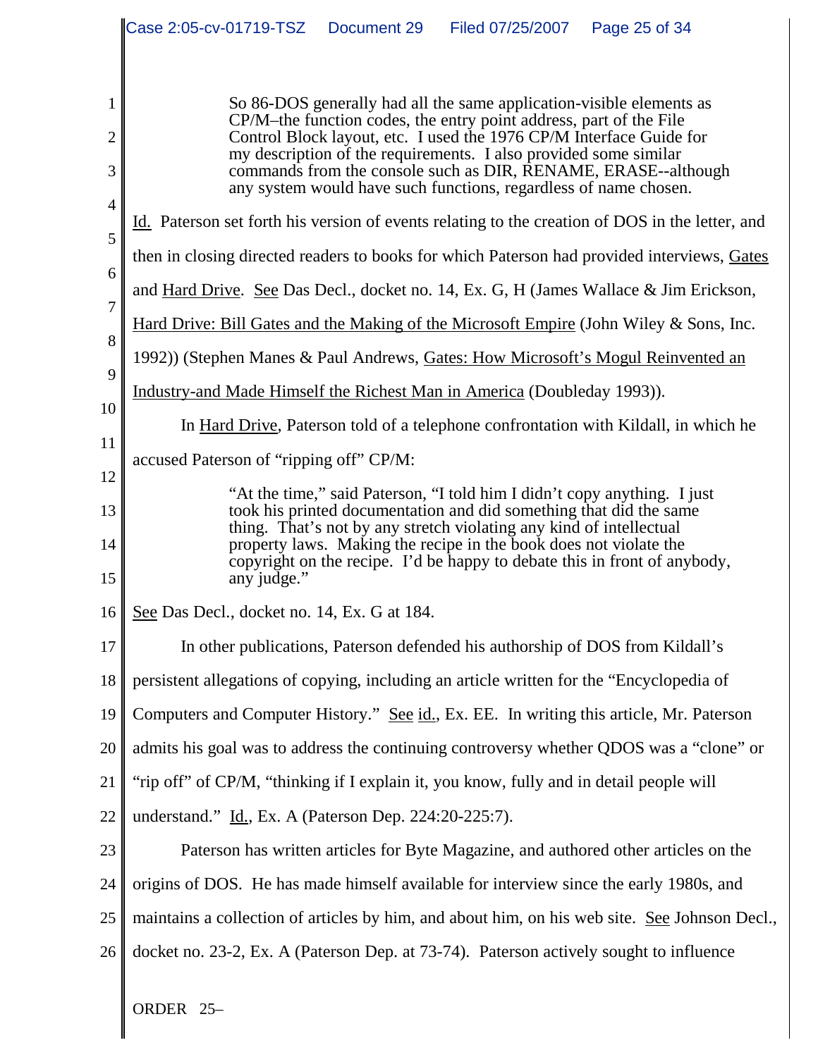> So 86-DOS generally had all the same application-visible elements as CP/M–the function codes, the entry point address, part of the File Control Block layout, etc. I used the 1976 CP/M Interface Guide for my description of the requirements. I also provided some similar commands from the console such as DIR, RENAME, ERASE--although any system would have such functions, regardless of name chosen.

Id. Paterson set forth his version of events relating to the creation of DOS in the letter, and then in closing directed readers to books for which Paterson had provided interviews, Gates and Hard Drive. See Das Decl., docket no. 14, Ex. G, H (James Wallace & Jim Erickson, Hard Drive: Bill Gates and the Making of the Microsoft Empire (John Wiley & Sons, Inc. 1992)) (Stephen Manes & Paul Andrews, Gates: How Microsoft's Mogul Reinvented an Industry-and Made Himself the Richest Man in America (Doubleday 1993)).

In Hard Drive, Paterson told of a telephone confrontation with Kildall, in which he accused Paterson of "ripping off" CP/M:

> "At the time," said Paterson, "I told him I didn't copy anything. I just took his printed documentation and did something that did the same thing. That's not by any stretch violating any kind of intellectual property laws. Making the recipe in the book does not violate the copyright on the recipe. I'd be happy to debate this in front of anybody, any judge."

See Das Decl., docket no. 14, Ex. G at 184.

In other publications, Paterson defended his authorship of DOS from Kildall's persistent allegations of copying, including an article written for the "Encyclopedia of Computers and Computer History." See id., Ex. EE. In writing this article, Mr. Paterson admits his goal was to address the continuing controversy whether QDOS was a "clone" or "rip off" of CP/M, "thinking if I explain it, you know, fully and in detail people will understand." Id., Ex. A (Paterson Dep. 224:20-225:7).

Paterson has written articles for Byte Magazine, and authored other articles on the origins of DOS. He has made himself available for interview since the early 1980s, and maintains a collection of articles by him, and about him, on his web site. See Johnson Decl., docket no. 23-2, Ex. A (Paterson Dep. at 73-74). Paterson actively sought to influence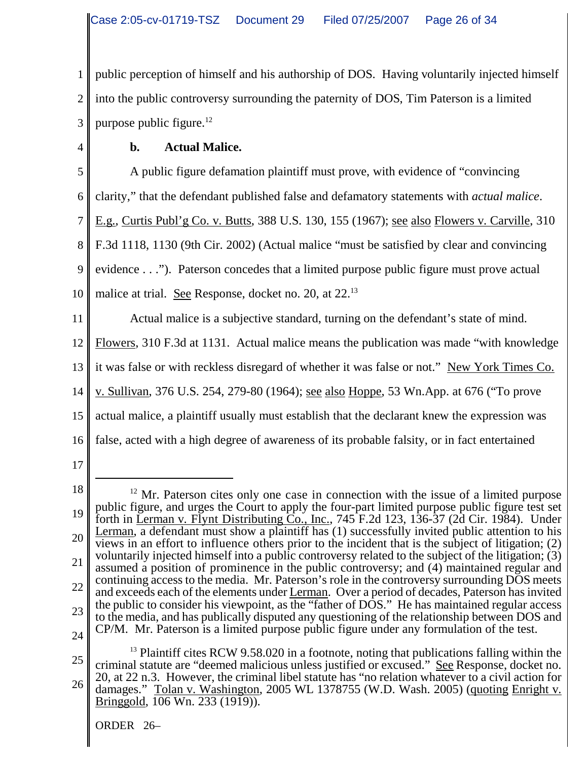public perception of himself and his authorship of DOS. Having voluntarily injected himself into the public controversy surrounding the paternity of DOS, Tim Paterson is a limited purpose public figure.[12]

**b. Actual Malice.**

A public figure defamation plaintiff must prove, with evidence of "convincing clarity," that the defendant published false and defamatory statements with *actual malice*. E.g., Curtis Publ'g Co. v. Butts, 388 U.S. 130, 155 (1967); see also Flowers v. Carville, 310 F.3d 1118, 1130 (9th Cir. 2002) (Actual malice "must be satisfied by clear and convincing evidence . . ."). Paterson concedes that a limited purpose public figure must prove actual malice at trial. See Response, docket no. 20, at 22.[13]

Actual malice is a subjective standard, turning on the defendant's state of mind. Flowers, 310 F.3d at 1131. Actual malice means the publication was made "with knowledge it was false or with reckless disregard of whether it was false or not." New York Times Co. v. Sullivan, 376 U.S. 254, 279-80 (1964); see also Hoppe, 53 Wn.App. at 676 ("To prove actual malice, a plaintiff usually must establish that the declarant knew the expression was false, acted with a high degree of awareness of its probable falsity, or in fact entertained

---

[12] Mr. Paterson cites only one case in connection with the issue of a limited purpose public figure, and urges the Court to apply the four-part limited purpose public figure test set forth in Lerman v. Flynt Distributing Co., Inc., 745 F.2d 123, 136-37 (2d Cir. 1984). Under Lerman, a defendant must show a plaintiff has (1) successfully invited public attention to his views in an effort to influence others prior to the incident that is the subject of litigation; (2) voluntarily injected himself into a public controversy related to the subject of the litigation; (3) assumed a position of prominence in the public controversy; and (4) maintained regular and continuing access to the media. Mr. Paterson's role in the controversy surrounding DOS meets and exceeds each of the elements under Lerman. Over a period of decades, Paterson has invited the public to consider his viewpoint, as the "father of DOS." He has maintained regular access to the media, and has publically disputed any questioning of the relationship between DOS and CP/M. Mr. Paterson is a limited purpose public figure under any formulation of the test.

[13] Plaintiff cites RCW 9.58.020 in a footnote, noting that publications falling within the criminal statute are "deemed malicious unless justified or excused." See Response, docket no. 20, at 22 n.3. However, the criminal libel statute has "no relation whatever to a civil action for damages." Tolan v. Washington, 2005 WL 1378755 (W.D. Wash. 2005) (quoting Enright v. Bringgold, 106 Wn. 233 (1919)).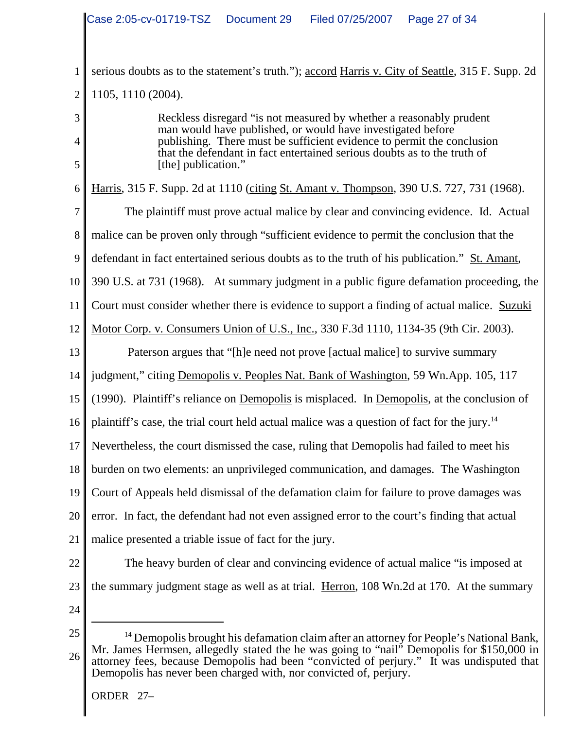serious doubts as to the statement's truth."); accord Harris v. City of Seattle, 315 F. Supp. 2d 1105, 1110 (2004).

> Reckless disregard "is not measured by whether a reasonably prudent man would have published, or would have investigated before publishing. There must be sufficient evidence to permit the conclusion that the defendant in fact entertained serious doubts as to the truth of [the] publication."

Harris, 315 F. Supp. 2d at 1110 (citing St. Amant v. Thompson, 390 U.S. 727, 731 (1968).

The plaintiff must prove actual malice by clear and convincing evidence. Id. Actual malice can be proven only through "sufficient evidence to permit the conclusion that the defendant in fact entertained serious doubts as to the truth of his publication." St. Amant, 390 U.S. at 731 (1968). At summary judgment in a public figure defamation proceeding, the Court must consider whether there is evidence to support a finding of actual malice. Suzuki Motor Corp. v. Consumers Union of U.S., Inc., 330 F.3d 1110, 1134-35 (9th Cir. 2003).

Paterson argues that "[h]e need not prove [actual malice] to survive summary judgment," citing Demopolis v. Peoples Nat. Bank of Washington, 59 Wn.App. 105, 117 (1990). Plaintiff's reliance on Demopolis is misplaced. In Demopolis, at the conclusion of plaintiff's case, the trial court held actual malice was a question of fact for the jury.[14] Nevertheless, the court dismissed the case, ruling that Demopolis had failed to meet his burden on two elements: an unprivileged communication, and damages. The Washington Court of Appeals held dismissal of the defamation claim for failure to prove damages was error. In fact, the defendant had not even assigned error to the court's finding that actual malice presented a triable issue of fact for the jury.

The heavy burden of clear and convincing evidence of actual malice "is imposed at the summary judgment stage as well as at trial. Herron, 108 Wn.2d at 170. At the summary

---

[14] Demopolis brought his defamation claim after an attorney for People's National Bank, Mr. James Hermsen, allegedly stated the he was going to "nail" Demopolis for $150,000 in attorney fees, because Demopolis had been "convicted of perjury." It was undisputed that Demopolis has never been charged with, nor convicted of, perjury.

ORDER 27–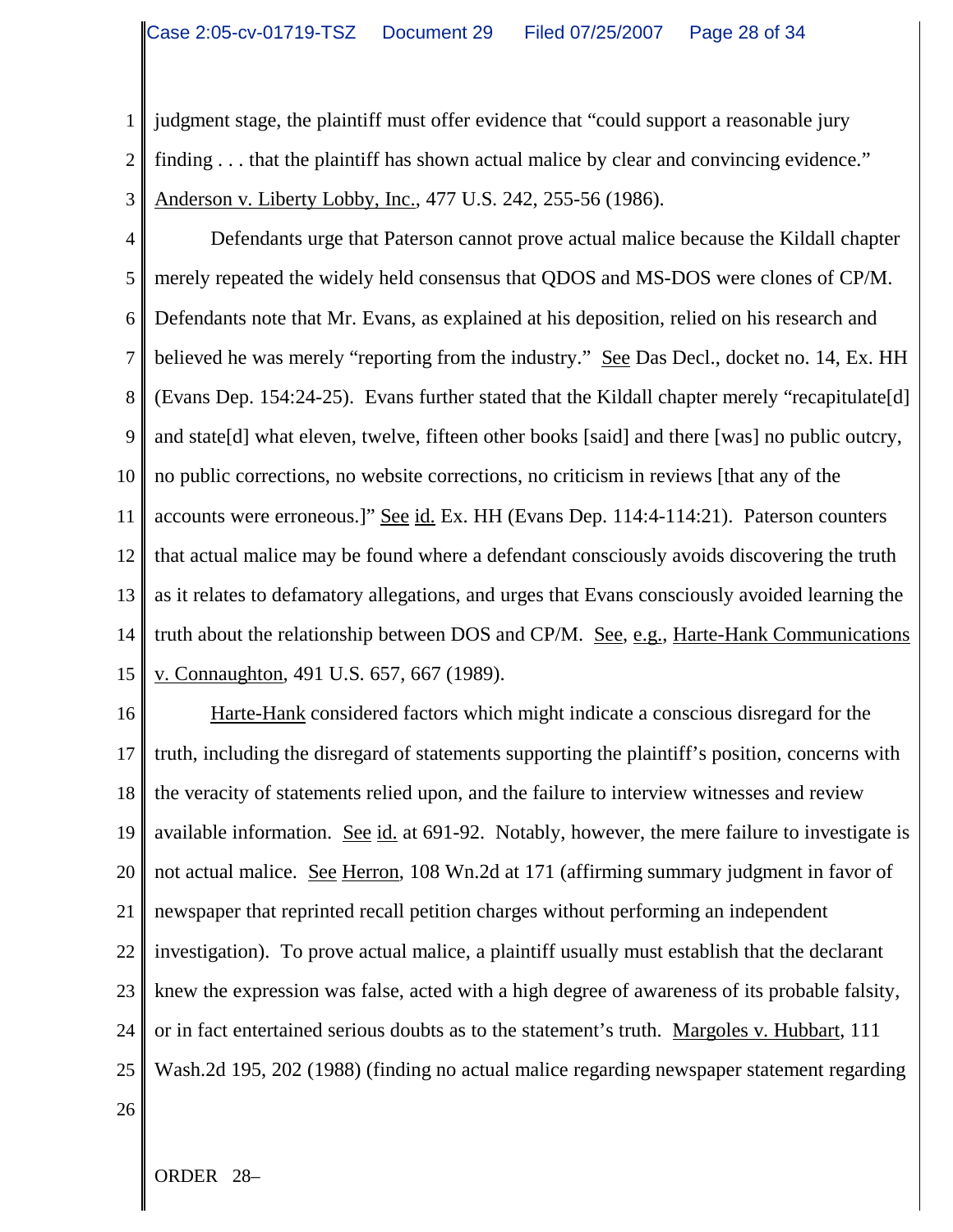judgment stage, the plaintiff must offer evidence that "could support a reasonable jury finding . . . that the plaintiff has shown actual malice by clear and convincing evidence." Anderson v. Liberty Lobby, Inc., 477 U.S. 242, 255-56 (1986).

Defendants urge that Paterson cannot prove actual malice because the Kildall chapter merely repeated the widely held consensus that QDOS and MS-DOS were clones of CP/M. Defendants note that Mr. Evans, as explained at his deposition, relied on his research and believed he was merely "reporting from the industry." See Das Decl., docket no. 14, Ex. HH (Evans Dep. 154:24-25). Evans further stated that the Kildall chapter merely "recapitulate[d] and state[d] what eleven, twelve, fifteen other books [said] and there [was] no public outcry, no public corrections, no website corrections, no criticism in reviews [that any of the accounts were erroneous.]" See id. Ex. HH (Evans Dep. 114:4-114:21). Paterson counters that actual malice may be found where a defendant consciously avoids discovering the truth as it relates to defamatory allegations, and urges that Evans consciously avoided learning the truth about the relationship between DOS and CP/M. See, e.g., Harte-Hank Communications v. Connaughton, 491 U.S. 657, 667 (1989).

Harte-Hank considered factors which might indicate a conscious disregard for the truth, including the disregard of statements supporting the plaintiff's position, concerns with the veracity of statements relied upon, and the failure to interview witnesses and review available information. See id. at 691-92. Notably, however, the mere failure to investigate is not actual malice. See Herron, 108 Wn.2d at 171 (affirming summary judgment in favor of newspaper that reprinted recall petition charges without performing an independent investigation). To prove actual malice, a plaintiff usually must establish that the declarant knew the expression was false, acted with a high degree of awareness of its probable falsity, or in fact entertained serious doubts as to the statement's truth. Margoles v. Hubbart, 111 Wash.2d 195, 202 (1988) (finding no actual malice regarding newspaper statement regarding

ORDER 28–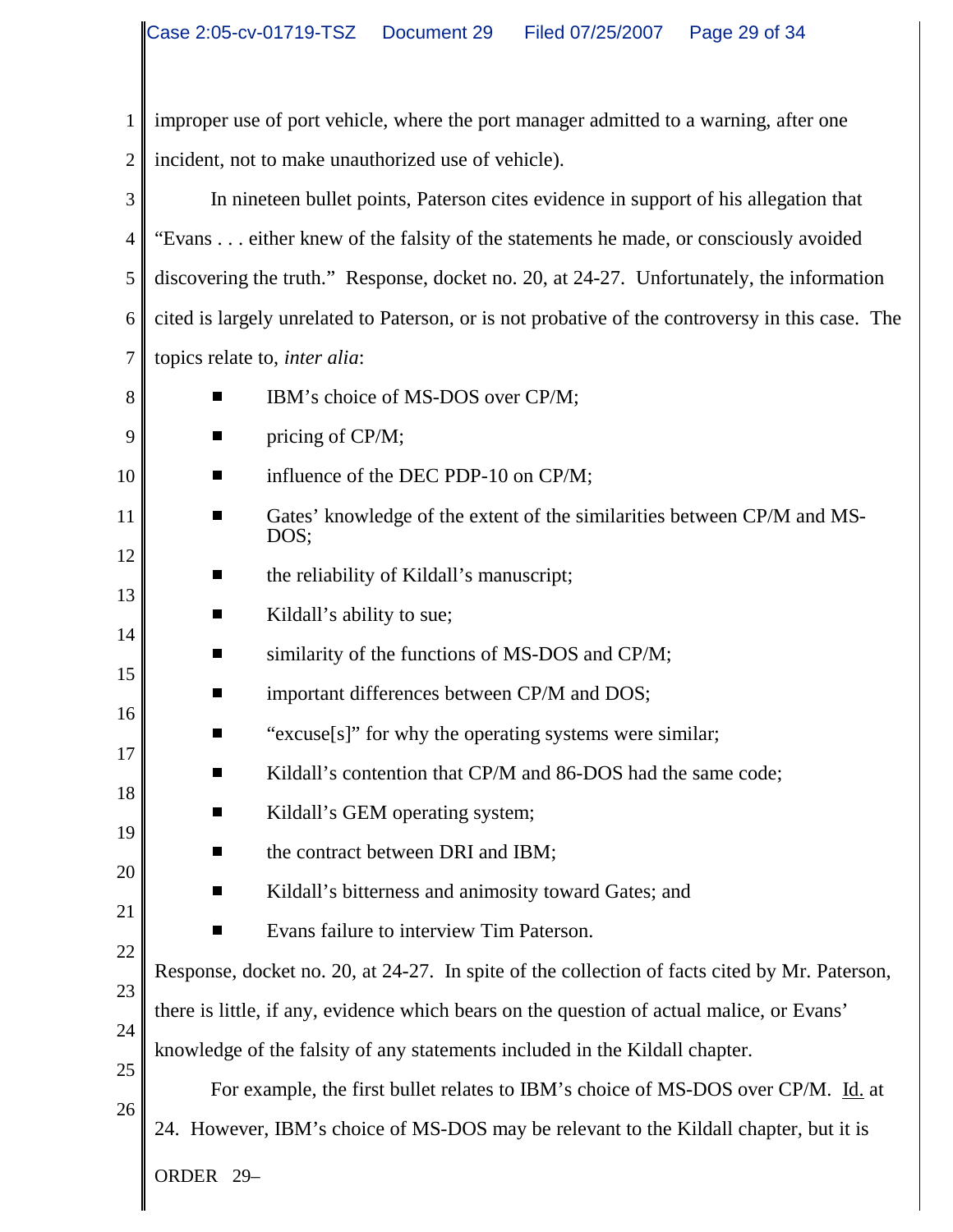improper use of port vehicle, where the port manager admitted to a warning, after one incident, not to make unauthorized use of vehicle).

In nineteen bullet points, Paterson cites evidence in support of his allegation that "Evans . . . either knew of the falsity of the statements he made, or consciously avoided discovering the truth." Response, docket no. 20, at 24-27. Unfortunately, the information cited is largely unrelated to Paterson, or is not probative of the controversy in this case. The topics relate to, *inter alia*:

- IBM's choice of MS-DOS over CP/M;
- pricing of CP/M;
- influence of the DEC PDP-10 on CP/M;
- Gates' knowledge of the extent of the similarities between CP/M and MS-DOS;
- the reliability of Kildall's manuscript;
- Kildall's ability to sue;
- similarity of the functions of MS-DOS and CP/M;
- important differences between CP/M and DOS;
- "excuse[s]" for why the operating systems were similar;
- Kildall's contention that CP/M and 86-DOS had the same code;
- Kildall's GEM operating system;
- the contract between DRI and IBM;
- Kildall's bitterness and animosity toward Gates; and
- Evans failure to interview Tim Paterson.

Response, docket no. 20, at 24-27. In spite of the collection of facts cited by Mr. Paterson, there is little, if any, evidence which bears on the question of actual malice, or Evans' knowledge of the falsity of any statements included in the Kildall chapter.

For example, the first bullet relates to IBM's choice of MS-DOS over CP/M. Id. at 24. However, IBM's choice of MS-DOS may be relevant to the Kildall chapter, but it is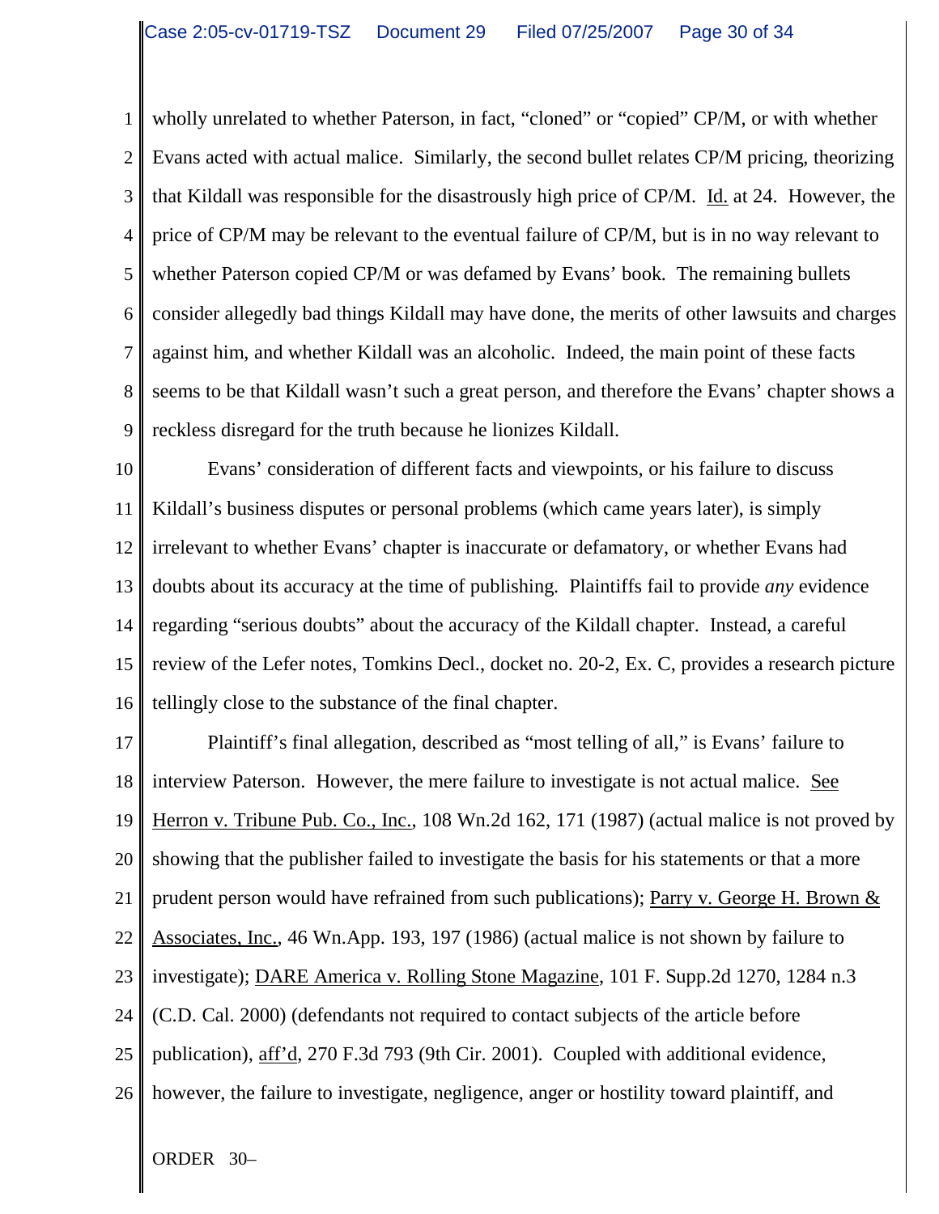wholly unrelated to whether Paterson, in fact, "cloned" or "copied" CP/M, or with whether Evans acted with actual malice. Similarly, the second bullet relates CP/M pricing, theorizing that Kildall was responsible for the disastrously high price of CP/M. Id. at 24. However, the price of CP/M may be relevant to the eventual failure of CP/M, but is in no way relevant to whether Paterson copied CP/M or was defamed by Evans' book. The remaining bullets consider allegedly bad things Kildall may have done, the merits of other lawsuits and charges against him, and whether Kildall was an alcoholic. Indeed, the main point of these facts seems to be that Kildall wasn't such a great person, and therefore the Evans' chapter shows a reckless disregard for the truth because he lionizes Kildall.

Evans' consideration of different facts and viewpoints, or his failure to discuss Kildall's business disputes or personal problems (which came years later), is simply irrelevant to whether Evans' chapter is inaccurate or defamatory, or whether Evans had doubts about its accuracy at the time of publishing. Plaintiffs fail to provide *any* evidence regarding "serious doubts" about the accuracy of the Kildall chapter. Instead, a careful review of the Lefer notes, Tomkins Decl., docket no. 20-2, Ex. C, provides a research picture tellingly close to the substance of the final chapter.

Plaintiff's final allegation, described as "most telling of all," is Evans' failure to interview Paterson. However, the mere failure to investigate is not actual malice. See Herron v. Tribune Pub. Co., Inc., 108 Wn.2d 162, 171 (1987) (actual malice is not proved by showing that the publisher failed to investigate the basis for his statements or that a more prudent person would have refrained from such publications); Parry v. George H. Brown & Associates, Inc., 46 Wn.App. 193, 197 (1986) (actual malice is not shown by failure to investigate); DARE America v. Rolling Stone Magazine, 101 F. Supp.2d 1270, 1284 n.3 (C.D. Cal. 2000) (defendants not required to contact subjects of the article before publication), aff'd, 270 F.3d 793 (9th Cir. 2001). Coupled with additional evidence, however, the failure to investigate, negligence, anger or hostility toward plaintiff, and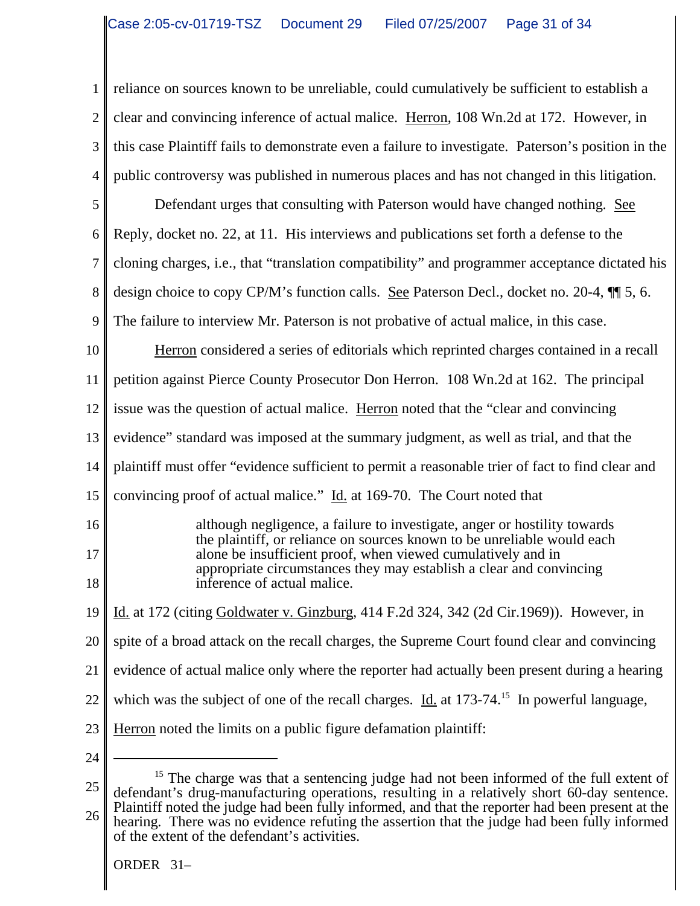reliance on sources known to be unreliable, could cumulatively be sufficient to establish a clear and convincing inference of actual malice. Herron, 108 Wn.2d at 172. However, in this case Plaintiff fails to demonstrate even a failure to investigate. Paterson's position in the public controversy was published in numerous places and has not changed in this litigation.

Defendant urges that consulting with Paterson would have changed nothing. See Reply, docket no. 22, at 11. His interviews and publications set forth a defense to the cloning charges, i.e., that "translation compatibility" and programmer acceptance dictated his design choice to copy CP/M's function calls. See Paterson Decl., docket no. 20-4, ¶¶ 5, 6. The failure to interview Mr. Paterson is not probative of actual malice, in this case.

Herron considered a series of editorials which reprinted charges contained in a recall petition against Pierce County Prosecutor Don Herron. 108 Wn.2d at 162. The principal issue was the question of actual malice. Herron noted that the "clear and convincing evidence" standard was imposed at the summary judgment, as well as trial, and that the plaintiff must offer "evidence sufficient to permit a reasonable trier of fact to find clear and convincing proof of actual malice." Id. at 169-70. The Court noted that

> although negligence, a failure to investigate, anger or hostility towards the plaintiff, or reliance on sources known to be unreliable would each alone be insufficient proof, when viewed cumulatively and in appropriate circumstances they may establish a clear and convincing inference of actual malice.

Id. at 172 (citing Goldwater v. Ginzburg, 414 F.2d 324, 342 (2d Cir.1969)). However, in spite of a broad attack on the recall charges, the Supreme Court found clear and convincing evidence of actual malice only where the reporter had actually been present during a hearing which was the subject of one of the recall charges. Id. at 173-74.[15] In powerful language, Herron noted the limits on a public figure defamation plaintiff:

---

[15] The charge was that a sentencing judge had not been informed of the full extent of defendant's drug-manufacturing operations, resulting in a relatively short 60-day sentence. Plaintiff noted the judge had been fully informed, and that the reporter had been present at the hearing. There was no evidence refuting the assertion that the judge had been fully informed of the extent of the defendant's activities.

ORDER 31–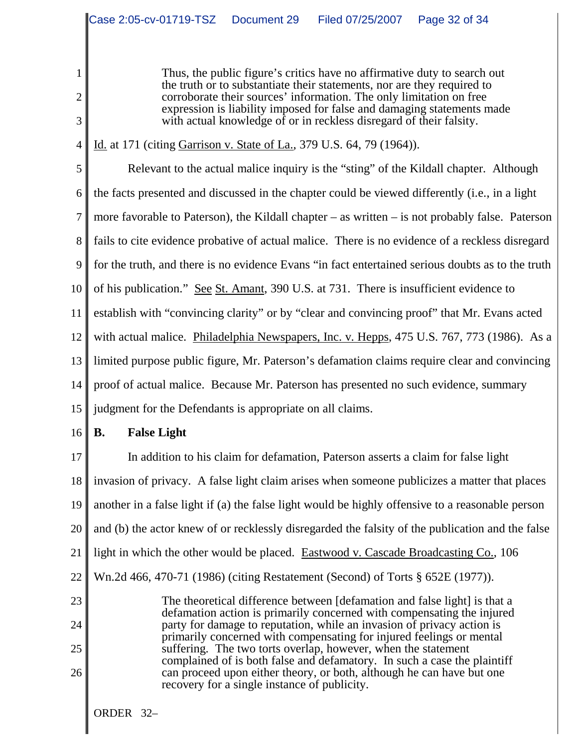> Thus, the public figure's critics have no affirmative duty to search out the truth or to substantiate their statements, nor are they required to corroborate their sources' information. The only limitation on free expression is liability imposed for false and damaging statements made with actual knowledge of or in reckless disregard of their falsity.

Id. at 171 (citing Garrison v. State of La., 379 U.S. 64, 79 (1964)).

Relevant to the actual malice inquiry is the "sting" of the Kildall chapter. Although the facts presented and discussed in the chapter could be viewed differently (i.e., in a light more favorable to Paterson), the Kildall chapter – as written – is not probably false. Paterson fails to cite evidence probative of actual malice. There is no evidence of a reckless disregard for the truth, and there is no evidence Evans "in fact entertained serious doubts as to the truth of his publication." See St. Amant, 390 U.S. at 731. There is insufficient evidence to establish with "convincing clarity" or by "clear and convincing proof" that Mr. Evans acted with actual malice. Philadelphia Newspapers, Inc. v. Hepps, 475 U.S. 767, 773 (1986). As a limited purpose public figure, Mr. Paterson's defamation claims require clear and convincing proof of actual malice. Because Mr. Paterson has presented no such evidence, summary judgment for the Defendants is appropriate on all claims.

**B. False Light**

In addition to his claim for defamation, Paterson asserts a claim for false light invasion of privacy. A false light claim arises when someone publicizes a matter that places another in a false light if (a) the false light would be highly offensive to a reasonable person and (b) the actor knew of or recklessly disregarded the falsity of the publication and the false light in which the other would be placed. Eastwood v. Cascade Broadcasting Co., 106 Wn.2d 466, 470-71 (1986) (citing Restatement (Second) of Torts § 652E (1977)).

> The theoretical difference between [defamation and false light] is that a defamation action is primarily concerned with compensating the injured party for damage to reputation, while an invasion of privacy action is primarily concerned with compensating for injured feelings or mental suffering. The two torts overlap, however, when the statement complained of is both false and defamatory. In such a case the plaintiff can proceed upon either theory, or both, although he can have but one recovery for a single instance of publicity.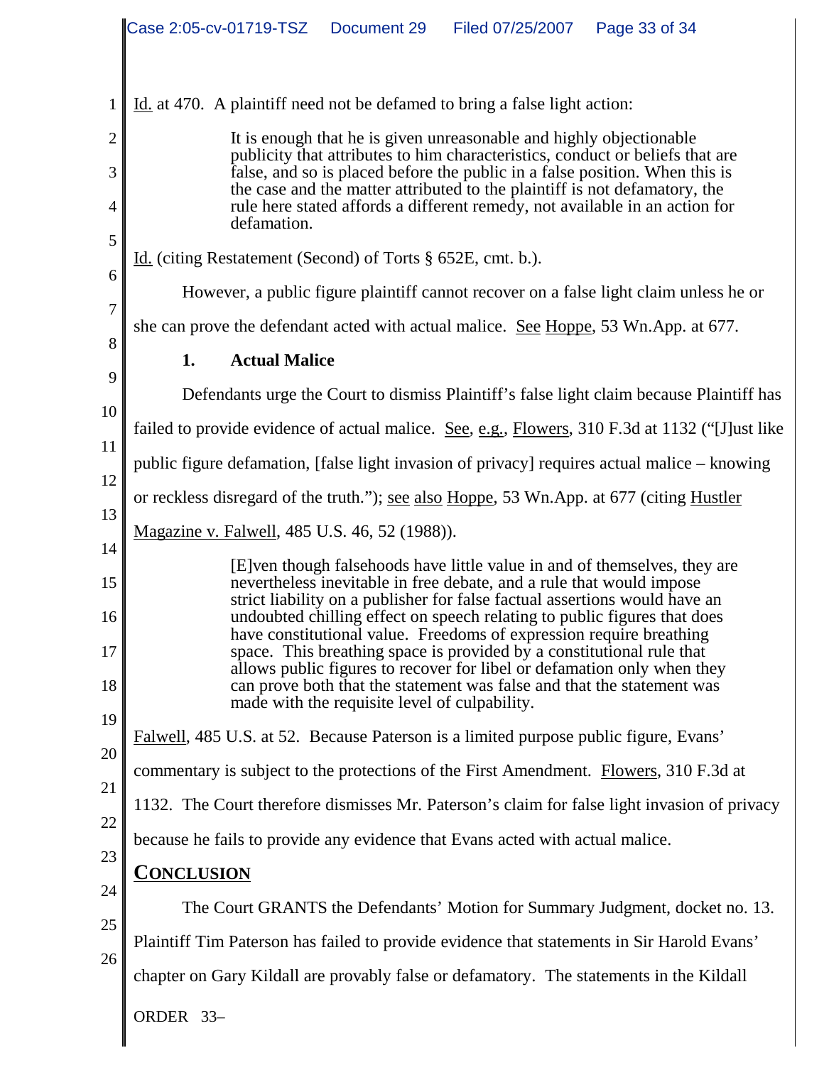Id. at 470. A plaintiff need not be defamed to bring a false light action:

> It is enough that he is given unreasonable and highly objectionable publicity that attributes to him characteristics, conduct or beliefs that are false, and so is placed before the public in a false position. When this is the case and the matter attributed to the plaintiff is not defamatory, the rule here stated affords a different remedy, not available in an action for defamation.

Id. (citing Restatement (Second) of Torts § 652E, cmt. b.).

However, a public figure plaintiff cannot recover on a false light claim unless he or she can prove the defendant acted with actual malice. See Hoppe, 53 Wn.App. at 677.

### 1. Actual Malice

Defendants urge the Court to dismiss Plaintiff's false light claim because Plaintiff has failed to provide evidence of actual malice. See, e.g., Flowers, 310 F.3d at 1132 ("[J]ust like public figure defamation, [false light invasion of privacy] requires actual malice – knowing or reckless disregard of the truth."); see also Hoppe, 53 Wn.App. at 677 (citing Hustler Magazine v. Falwell, 485 U.S. 46, 52 (1988)).

> [E]ven though falsehoods have little value in and of themselves, they are nevertheless inevitable in free debate, and a rule that would impose strict liability on a publisher for false factual assertions would have an undoubted chilling effect on speech relating to public figures that does have constitutional value. Freedoms of expression require breathing space. This breathing space is provided by a constitutional rule that allows public figures to recover for libel or defamation only when they can prove both that the statement was false and that the statement was made with the requisite level of culpability.

Falwell, 485 U.S. at 52. Because Paterson is a limited purpose public figure, Evans' commentary is subject to the protections of the First Amendment. Flowers, 310 F.3d at 1132. The Court therefore dismisses Mr. Paterson's claim for false light invasion of privacy because he fails to provide any evidence that Evans acted with actual malice.

## CONCLUSION

The Court GRANTS the Defendants' Motion for Summary Judgment, docket no. 13. Plaintiff Tim Paterson has failed to provide evidence that statements in Sir Harold Evans' chapter on Gary Kildall are provably false or defamatory. The statements in the Kildall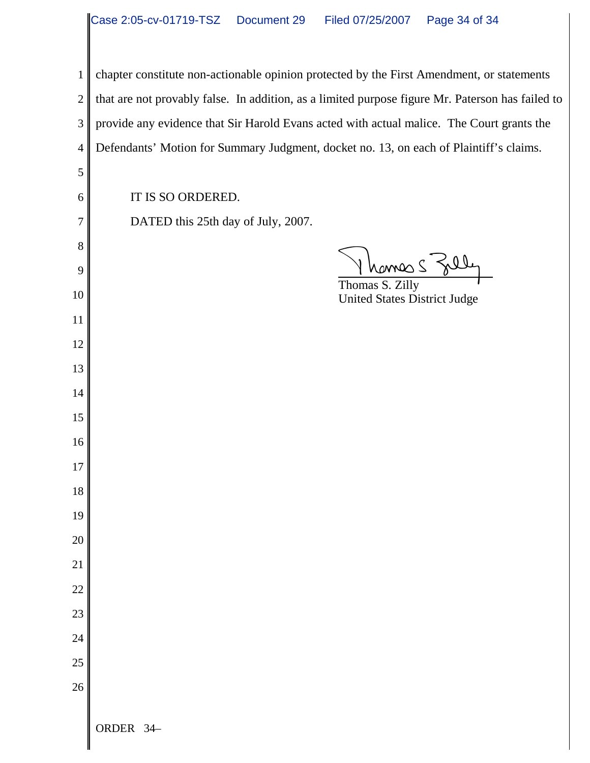chapter constitute non-actionable opinion protected by the First Amendment, or statements that are not provably false. In addition, as a limited purpose figure Mr. Paterson has failed to provide any evidence that Sir Harold Evans acted with actual malice. The Court grants the Defendants' Motion for Summary Judgment, docket no. 13, on each of Plaintiff's claims.

IT IS SO ORDERED.

DATED this 25th day of July, 2007.

Thomas S. Zilly
United States District Judge

ORDER 34–